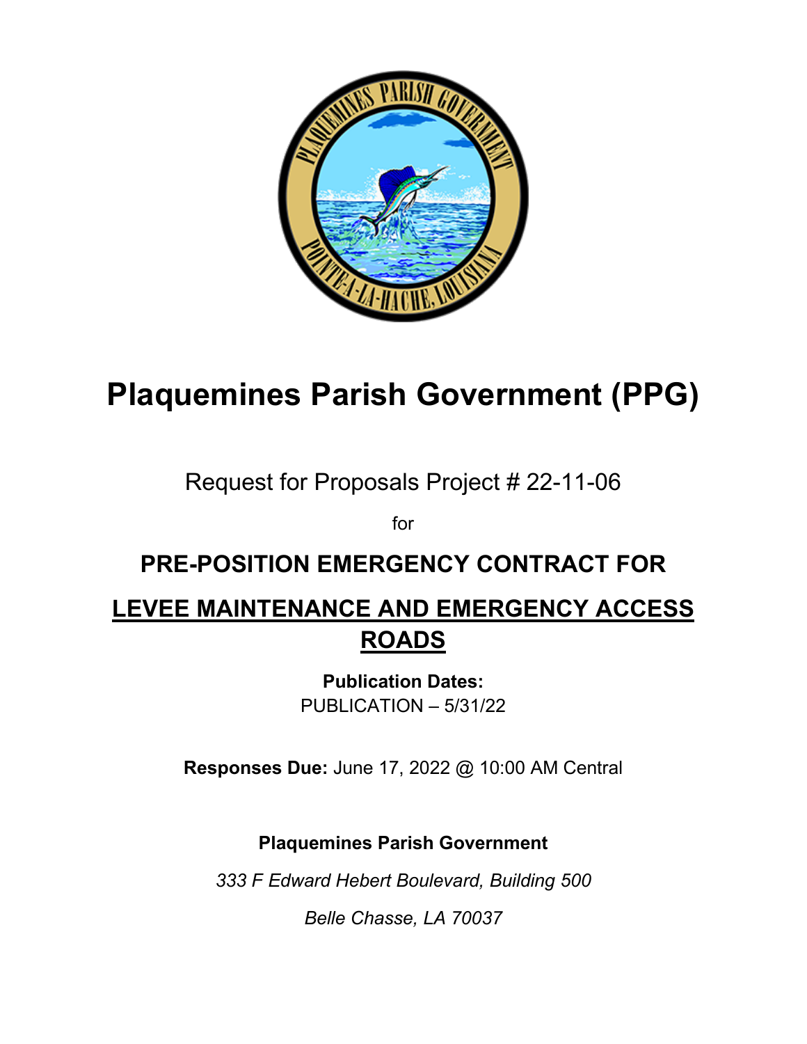# Plaquemines Parish Government (PPG)

Request for Proposals Project # 22-11-06

for

## PRE-POSITION EMERGENCY CONTRACT FOR

## LEVEE MAINTENANCE AND EMERGENCY ACCESS ROADS

**Publication Dates:**
PUBLICATION – 5/31/22

**Responses Due:** June 17, 2022 @ 10:00 AM Central

**Plaquemines Parish Government**

*333 F Edward Hebert Boulevard, Building 500*

*Belle Chasse, LA 70037*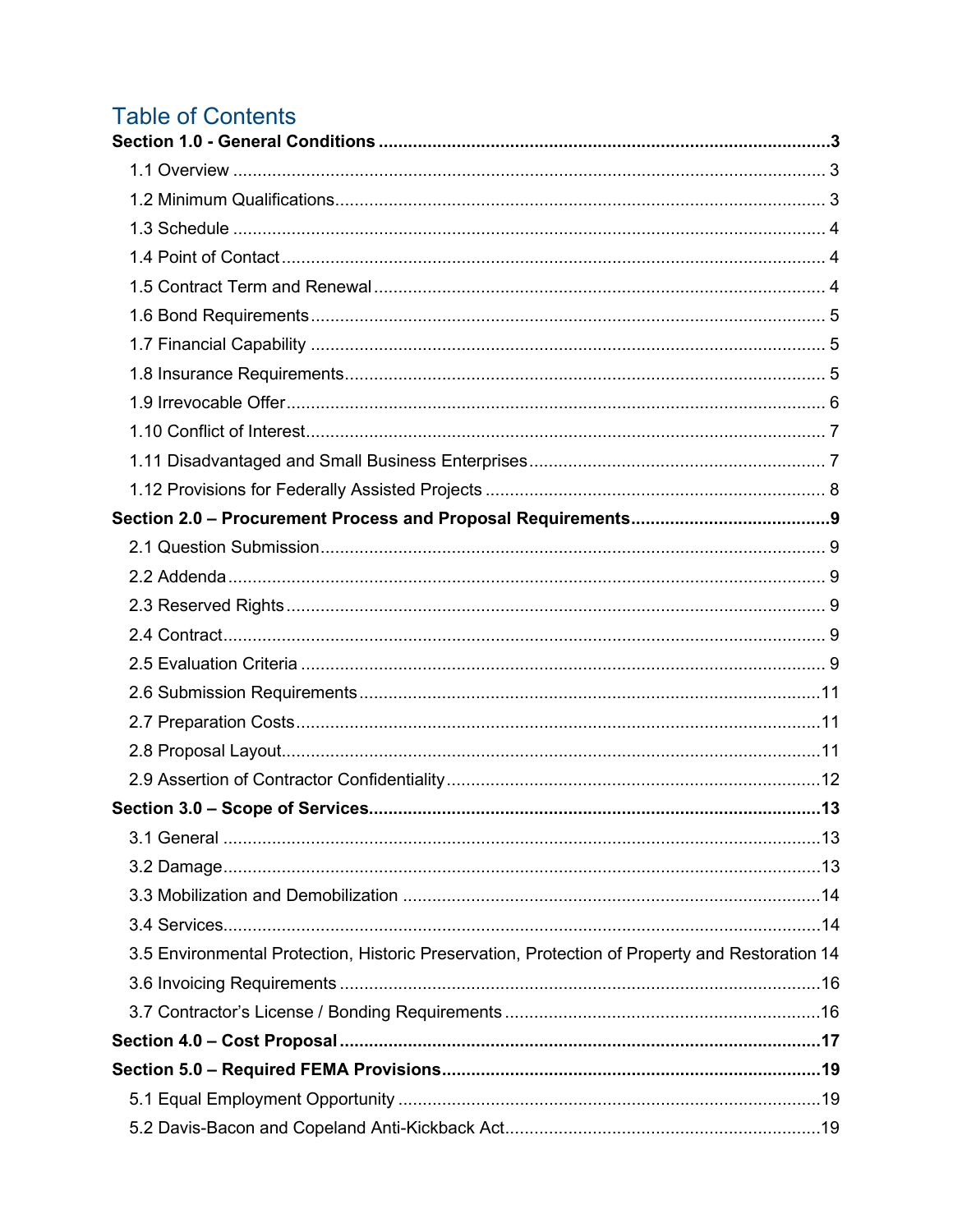# Table of Contents

**Section 1.0 - General Conditions** ... **3**

- 1.1 Overview ... 3
- 1.2 Minimum Qualifications ... 3
- 1.3 Schedule ... 4
- 1.4 Point of Contact ... 4
- 1.5 Contract Term and Renewal ... 4
- 1.6 Bond Requirements ... 5
- 1.7 Financial Capability ... 5
- 1.8 Insurance Requirements ... 5
- 1.9 Irrevocable Offer ... 6
- 1.10 Conflict of Interest ... 7
- 1.11 Disadvantaged and Small Business Enterprises ... 7
- 1.12 Provisions for Federally Assisted Projects ... 8

**Section 2.0 – Procurement Process and Proposal Requirements** ... **9**

- 2.1 Question Submission ... 9
- 2.2 Addenda ... 9
- 2.3 Reserved Rights ... 9
- 2.4 Contract ... 9
- 2.5 Evaluation Criteria ... 9
- 2.6 Submission Requirements ... 11
- 2.7 Preparation Costs ... 11
- 2.8 Proposal Layout ... 11
- 2.9 Assertion of Contractor Confidentiality ... 12

**Section 3.0 – Scope of Services** ... **13**

- 3.1 General ... 13
- 3.2 Damage ... 13
- 3.3 Mobilization and Demobilization ... 14
- 3.4 Services ... 14
- 3.5 Environmental Protection, Historic Preservation, Protection of Property and Restoration 14
- 3.6 Invoicing Requirements ... 16
- 3.7 Contractor's License / Bonding Requirements ... 16

**Section 4.0 – Cost Proposal** ... **17**

**Section 5.0 – Required FEMA Provisions** ... **19**

- 5.1 Equal Employment Opportunity ... 19
- 5.2 Davis-Bacon and Copeland Anti-Kickback Act ... 19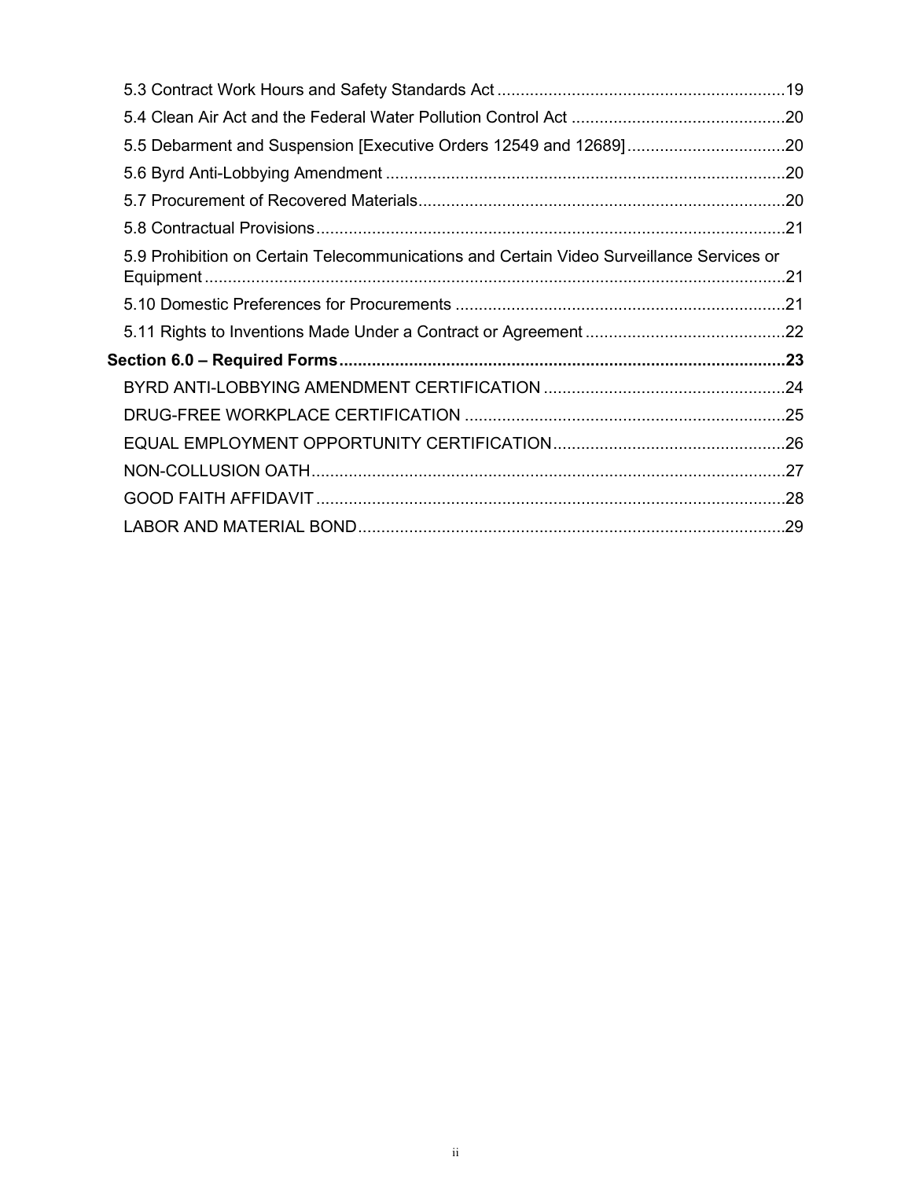5.3 Contract Work Hours and Safety Standards Act ............................................................19

5.4 Clean Air Act and the Federal Water Pollution Control Act .............................................20

5.5 Debarment and Suspension [Executive Orders 12549 and 12689]..................................20

5.6 Byrd Anti-Lobbying Amendment .....................................................................................20

5.7 Procurement of Recovered Materials...............................................................................20

5.8 Contractual Provisions....................................................................................................21

5.9 Prohibition on Certain Telecommunications and Certain Video Surveillance Services or Equipment ...........................................................................................................................21

5.10 Domestic Preferences for Procurements ......................................................................21

5.11 Rights to Inventions Made Under a Contract or Agreement ..........................................22

**Section 6.0 – Required Forms...............................................................................................23**

BYRD ANTI-LOBBYING AMENDMENT CERTIFICATION ...................................................24

DRUG-FREE WORKPLACE CERTIFICATION ....................................................................25

EQUAL EMPLOYMENT OPPORTUNITY CERTIFICATION.................................................26

NON-COLLUSION OATH.....................................................................................................27

GOOD FAITH AFFIDAVIT ....................................................................................................28

LABOR AND MATERIAL BOND...........................................................................................29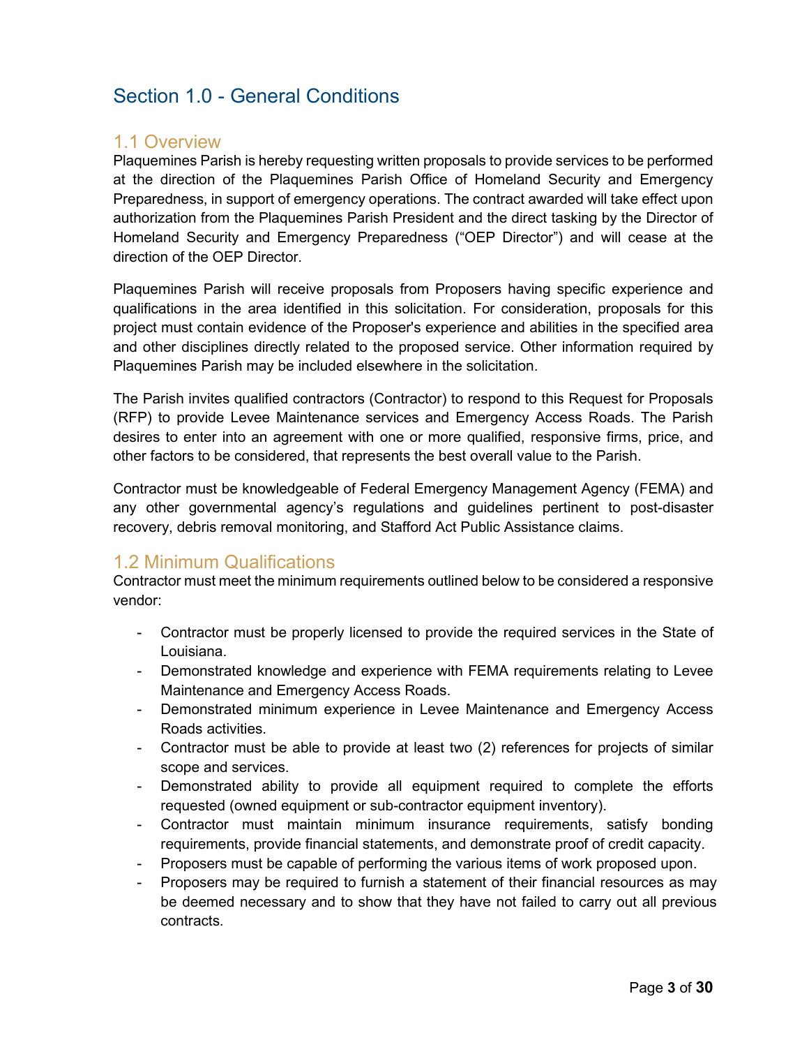# Section 1.0 - General Conditions

## 1.1 Overview

Plaquemines Parish is hereby requesting written proposals to provide services to be performed at the direction of the Plaquemines Parish Office of Homeland Security and Emergency Preparedness, in support of emergency operations. The contract awarded will take effect upon authorization from the Plaquemines Parish President and the direct tasking by the Director of Homeland Security and Emergency Preparedness ("OEP Director") and will cease at the direction of the OEP Director.

Plaquemines Parish will receive proposals from Proposers having specific experience and qualifications in the area identified in this solicitation. For consideration, proposals for this project must contain evidence of the Proposer's experience and abilities in the specified area and other disciplines directly related to the proposed service. Other information required by Plaquemines Parish may be included elsewhere in the solicitation.

The Parish invites qualified contractors (Contractor) to respond to this Request for Proposals (RFP) to provide Levee Maintenance services and Emergency Access Roads. The Parish desires to enter into an agreement with one or more qualified, responsive firms, price, and other factors to be considered, that represents the best overall value to the Parish.

Contractor must be knowledgeable of Federal Emergency Management Agency (FEMA) and any other governmental agency's regulations and guidelines pertinent to post-disaster recovery, debris removal monitoring, and Stafford Act Public Assistance claims.

## 1.2 Minimum Qualifications

Contractor must meet the minimum requirements outlined below to be considered a responsive vendor:

- Contractor must be properly licensed to provide the required services in the State of Louisiana.
- Demonstrated knowledge and experience with FEMA requirements relating to Levee Maintenance and Emergency Access Roads.
- Demonstrated minimum experience in Levee Maintenance and Emergency Access Roads activities.
- Contractor must be able to provide at least two (2) references for projects of similar scope and services.
- Demonstrated ability to provide all equipment required to complete the efforts requested (owned equipment or sub-contractor equipment inventory).
- Contractor must maintain minimum insurance requirements, satisfy bonding requirements, provide financial statements, and demonstrate proof of credit capacity.
- Proposers must be capable of performing the various items of work proposed upon.
- Proposers may be required to furnish a statement of their financial resources as may be deemed necessary and to show that they have not failed to carry out all previous contracts.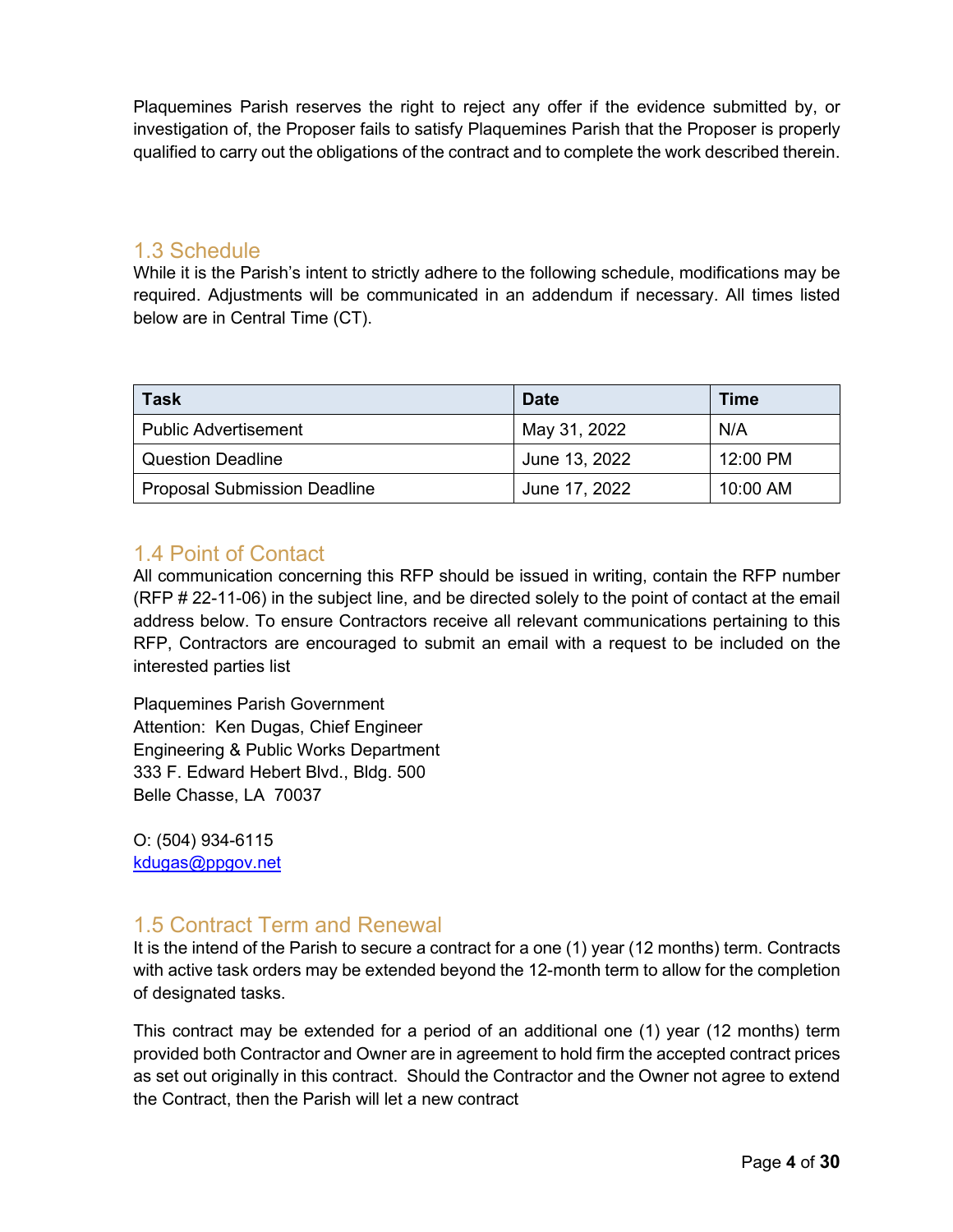Plaquemines Parish reserves the right to reject any offer if the evidence submitted by, or investigation of, the Proposer fails to satisfy Plaquemines Parish that the Proposer is properly qualified to carry out the obligations of the contract and to complete the work described therein.

## 1.3 Schedule

While it is the Parish's intent to strictly adhere to the following schedule, modifications may be required. Adjustments will be communicated in an addendum if necessary. All times listed below are in Central Time (CT).

| Task | Date | Time |
| --- | --- | --- |
| Public Advertisement | May 31, 2022 | N/A |
| Question Deadline | June 13, 2022 | 12:00 PM |
| Proposal Submission Deadline | June 17, 2022 | 10:00 AM |

## 1.4 Point of Contact

All communication concerning this RFP should be issued in writing, contain the RFP number (RFP # 22-11-06) in the subject line, and be directed solely to the point of contact at the email address below. To ensure Contractors receive all relevant communications pertaining to this RFP, Contractors are encouraged to submit an email with a request to be included on the interested parties list

Plaquemines Parish Government
Attention: Ken Dugas, Chief Engineer
Engineering & Public Works Department
333 F. Edward Hebert Blvd., Bldg. 500
Belle Chasse, LA 70037

O: (504) 934-6115
kdugas@ppgov.net

## 1.5 Contract Term and Renewal

It is the intent of the Parish to secure a contract for a one (1) year (12 months) term. Contracts with active task orders may be extended beyond the 12-month term to allow for the completion of designated tasks.

This contract may be extended for a period of an additional one (1) year (12 months) term provided both Contractor and Owner are in agreement to hold firm the accepted contract prices as set out originally in this contract. Should the Contractor and the Owner not agree to extend the Contract, then the Parish will let a new contract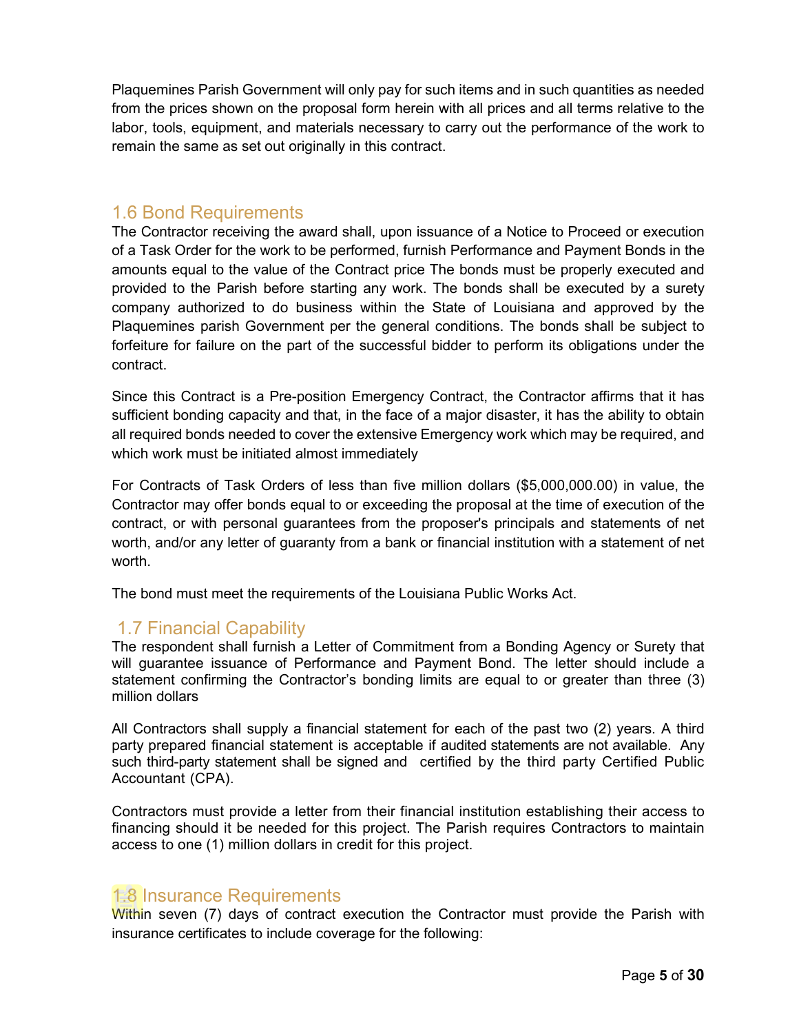Plaquemines Parish Government will only pay for such items and in such quantities as needed from the prices shown on the proposal form herein with all prices and all terms relative to the labor, tools, equipment, and materials necessary to carry out the performance of the work to remain the same as set out originally in this contract.

## 1.6 Bond Requirements

The Contractor receiving the award shall, upon issuance of a Notice to Proceed or execution of a Task Order for the work to be performed, furnish Performance and Payment Bonds in the amounts equal to the value of the Contract price The bonds must be properly executed and provided to the Parish before starting any work. The bonds shall be executed by a surety company authorized to do business within the State of Louisiana and approved by the Plaquemines parish Government per the general conditions. The bonds shall be subject to forfeiture for failure on the part of the successful bidder to perform its obligations under the contract.

Since this Contract is a Pre-position Emergency Contract, the Contractor affirms that it has sufficient bonding capacity and that, in the face of a major disaster, it has the ability to obtain all required bonds needed to cover the extensive Emergency work which may be required, and which work must be initiated almost immediately

For Contracts of Task Orders of less than five million dollars ($5,000,000.00) in value, the Contractor may offer bonds equal to or exceeding the proposal at the time of execution of the contract, or with personal guarantees from the proposer's principals and statements of net worth, and/or any letter of guaranty from a bank or financial institution with a statement of net worth.

The bond must meet the requirements of the Louisiana Public Works Act.

## 1.7 Financial Capability

The respondent shall furnish a Letter of Commitment from a Bonding Agency or Surety that will guarantee issuance of Performance and Payment Bond. The letter should include a statement confirming the Contractor's bonding limits are equal to or greater than three (3) million dollars

All Contractors shall supply a financial statement for each of the past two (2) years. A third party prepared financial statement is acceptable if audited statements are not available. Any such third-party statement shall be signed and certified by the third party Certified Public Accountant (CPA).

Contractors must provide a letter from their financial institution establishing their access to financing should it be needed for this project. The Parish requires Contractors to maintain access to one (1) million dollars in credit for this project.

## 1.8 Insurance Requirements

Within seven (7) days of contract execution the Contractor must provide the Parish with insurance certificates to include coverage for the following: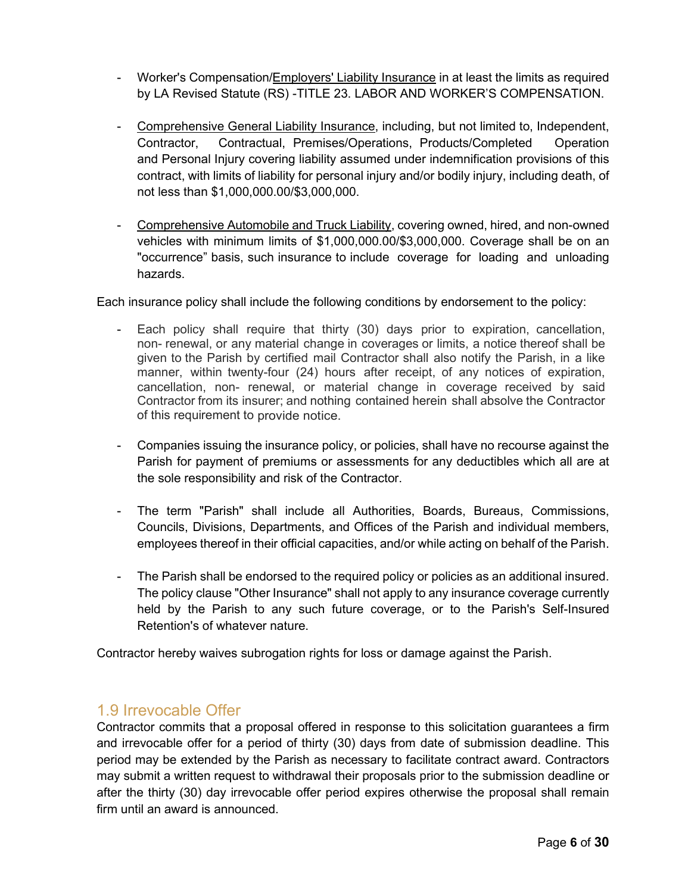- Worker's Compensation/Employers' Liability Insurance in at least the limits as required by LA Revised Statute (RS) -TITLE 23. LABOR AND WORKER'S COMPENSATION.

- Comprehensive General Liability Insurance, including, but not limited to, Independent, Contractor, Contractual, Premises/Operations, Products/Completed Operation and Personal Injury covering liability assumed under indemnification provisions of this contract, with limits of liability for personal injury and/or bodily injury, including death, of not less than $1,000,000.00/$3,000,000.

- Comprehensive Automobile and Truck Liability, covering owned, hired, and non-owned vehicles with minimum limits of $1,000,000.00/$3,000,000. Coverage shall be on an "occurrence" basis, such insurance to include coverage for loading and unloading hazards.

Each insurance policy shall include the following conditions by endorsement to the policy:

- Each policy shall require that thirty (30) days prior to expiration, cancellation, non- renewal, or any material change in coverages or limits, a notice thereof shall be given to the Parish by certified mail Contractor shall also notify the Parish, in a like manner, within twenty-four (24) hours after receipt, of any notices of expiration, cancellation, non- renewal, or material change in coverage received by said Contractor from its insurer; and nothing contained herein shall absolve the Contractor of this requirement to provide notice.

- Companies issuing the insurance policy, or policies, shall have no recourse against the Parish for payment of premiums or assessments for any deductibles which all are at the sole responsibility and risk of the Contractor.

- The term "Parish" shall include all Authorities, Boards, Bureaus, Commissions, Councils, Divisions, Departments, and Offices of the Parish and individual members, employees thereof in their official capacities, and/or while acting on behalf of the Parish.

- The Parish shall be endorsed to the required policy or policies as an additional insured. The policy clause "Other Insurance" shall not apply to any insurance coverage currently held by the Parish to any such future coverage, or to the Parish's Self-Insured Retention's of whatever nature.

Contractor hereby waives subrogation rights for loss or damage against the Parish.

## 1.9 Irrevocable Offer

Contractor commits that a proposal offered in response to this solicitation guarantees a firm and irrevocable offer for a period of thirty (30) days from date of submission deadline. This period may be extended by the Parish as necessary to facilitate contract award. Contractors may submit a written request to withdrawal their proposals prior to the submission deadline or after the thirty (30) day irrevocable offer period expires otherwise the proposal shall remain firm until an award is announced.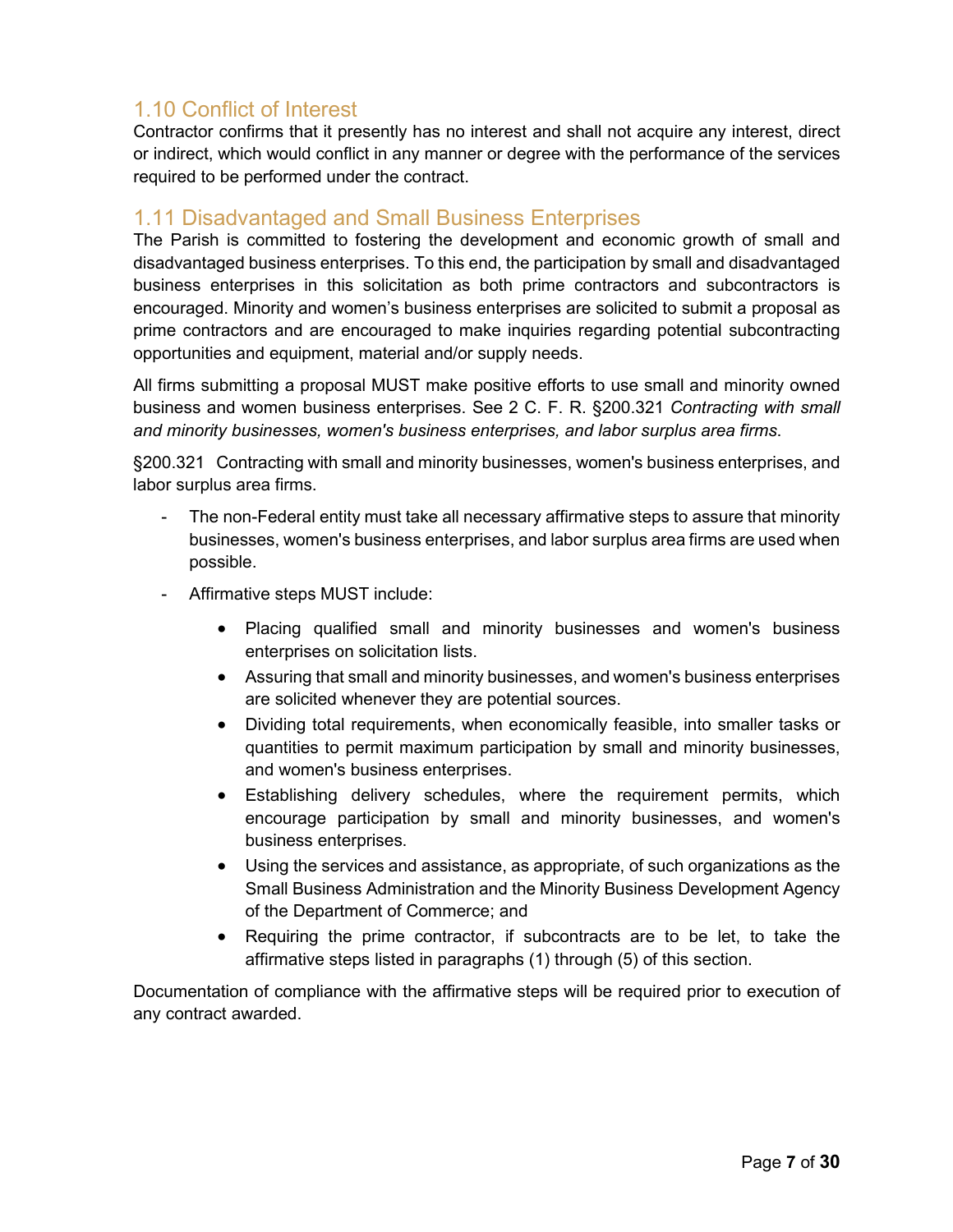## 1.10 Conflict of Interest

Contractor confirms that it presently has no interest and shall not acquire any interest, direct or indirect, which would conflict in any manner or degree with the performance of the services required to be performed under the contract.

## 1.11 Disadvantaged and Small Business Enterprises

The Parish is committed to fostering the development and economic growth of small and disadvantaged business enterprises. To this end, the participation by small and disadvantaged business enterprises in this solicitation as both prime contractors and subcontractors is encouraged. Minority and women's business enterprises are solicited to submit a proposal as prime contractors and are encouraged to make inquiries regarding potential subcontracting opportunities and equipment, material and/or supply needs.

All firms submitting a proposal MUST make positive efforts to use small and minority owned business and women business enterprises. See 2 C. F. R. §200.321 *Contracting with small and minority businesses, women's business enterprises, and labor surplus area firms*.

§200.321 Contracting with small and minority businesses, women's business enterprises, and labor surplus area firms.

- The non-Federal entity must take all necessary affirmative steps to assure that minority businesses, women's business enterprises, and labor surplus area firms are used when possible.
- Affirmative steps MUST include:
  - Placing qualified small and minority businesses and women's business enterprises on solicitation lists.
  - Assuring that small and minority businesses, and women's business enterprises are solicited whenever they are potential sources.
  - Dividing total requirements, when economically feasible, into smaller tasks or quantities to permit maximum participation by small and minority businesses, and women's business enterprises.
  - Establishing delivery schedules, where the requirement permits, which encourage participation by small and minority businesses, and women's business enterprises.
  - Using the services and assistance, as appropriate, of such organizations as the Small Business Administration and the Minority Business Development Agency of the Department of Commerce; and
  - Requiring the prime contractor, if subcontracts are to be let, to take the affirmative steps listed in paragraphs (1) through (5) of this section.

Documentation of compliance with the affirmative steps will be required prior to execution of any contract awarded.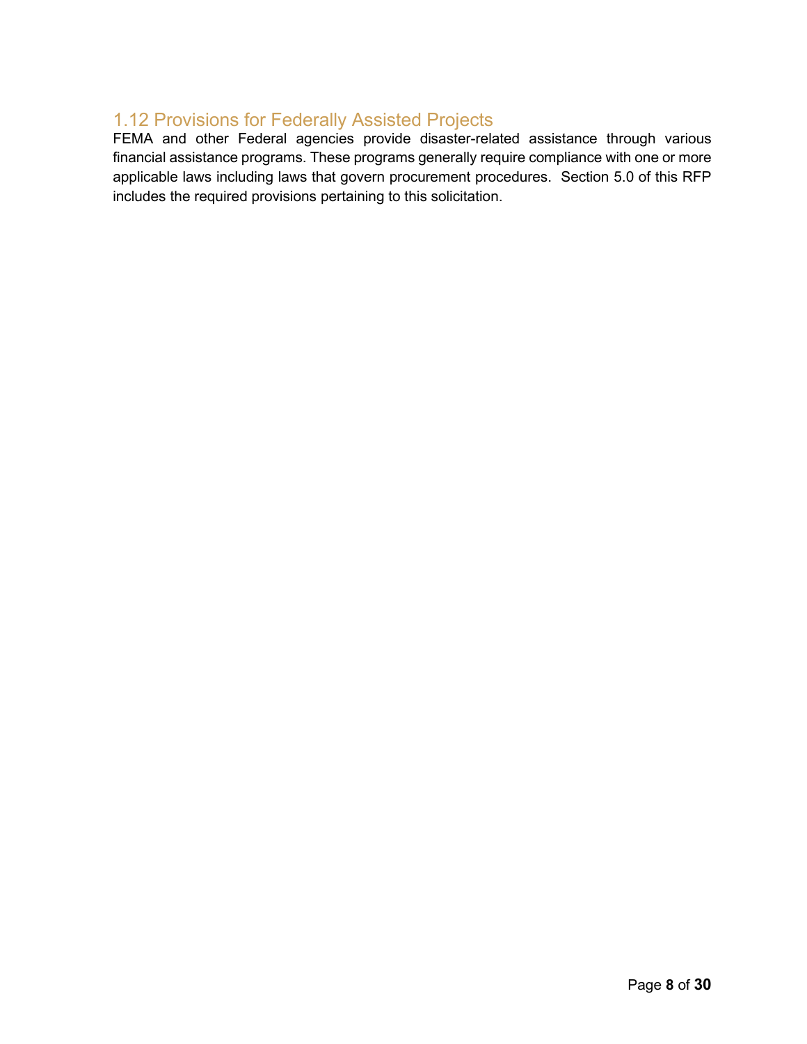## 1.12 Provisions for Federally Assisted Projects

FEMA and other Federal agencies provide disaster-related assistance through various financial assistance programs. These programs generally require compliance with one or more applicable laws including laws that govern procurement procedures. Section 5.0 of this RFP includes the required provisions pertaining to this solicitation.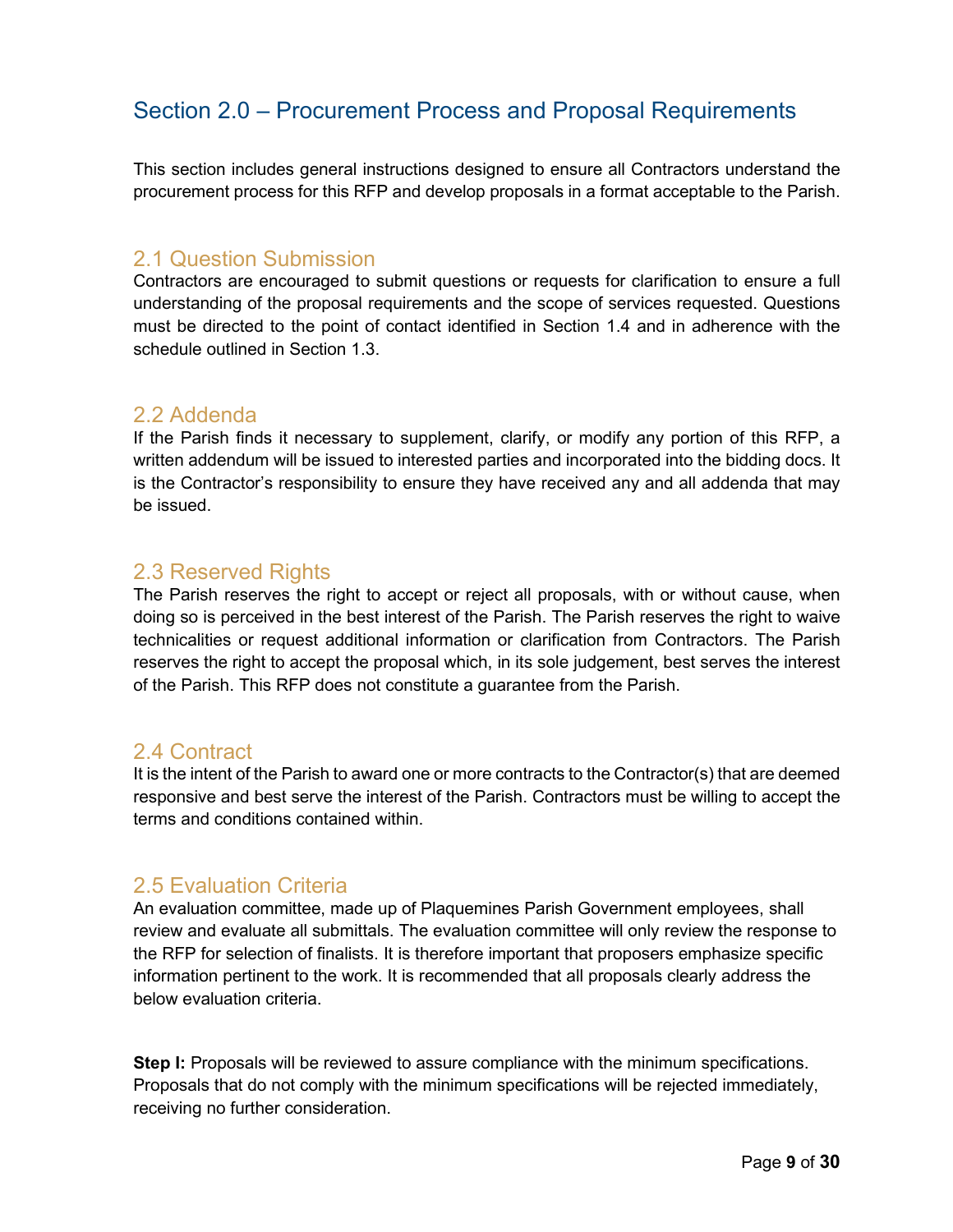## Section 2.0 – Procurement Process and Proposal Requirements

This section includes general instructions designed to ensure all Contractors understand the procurement process for this RFP and develop proposals in a format acceptable to the Parish.

### 2.1 Question Submission

Contractors are encouraged to submit questions or requests for clarification to ensure a full understanding of the proposal requirements and the scope of services requested. Questions must be directed to the point of contact identified in Section 1.4 and in adherence with the schedule outlined in Section 1.3.

### 2.2 Addenda

If the Parish finds it necessary to supplement, clarify, or modify any portion of this RFP, a written addendum will be issued to interested parties and incorporated into the bidding docs. It is the Contractor's responsibility to ensure they have received any and all addenda that may be issued.

### 2.3 Reserved Rights

The Parish reserves the right to accept or reject all proposals, with or without cause, when doing so is perceived in the best interest of the Parish. The Parish reserves the right to waive technicalities or request additional information or clarification from Contractors. The Parish reserves the right to accept the proposal which, in its sole judgement, best serves the interest of the Parish. This RFP does not constitute a guarantee from the Parish.

### 2.4 Contract

It is the intent of the Parish to award one or more contracts to the Contractor(s) that are deemed responsive and best serve the interest of the Parish. Contractors must be willing to accept the terms and conditions contained within.

### 2.5 Evaluation Criteria

An evaluation committee, made up of Plaquemines Parish Government employees, shall review and evaluate all submittals. The evaluation committee will only review the response to the RFP for selection of finalists. It is therefore important that proposers emphasize specific information pertinent to the work. It is recommended that all proposals clearly address the below evaluation criteria.

**Step I:** Proposals will be reviewed to assure compliance with the minimum specifications. Proposals that do not comply with the minimum specifications will be rejected immediately, receiving no further consideration.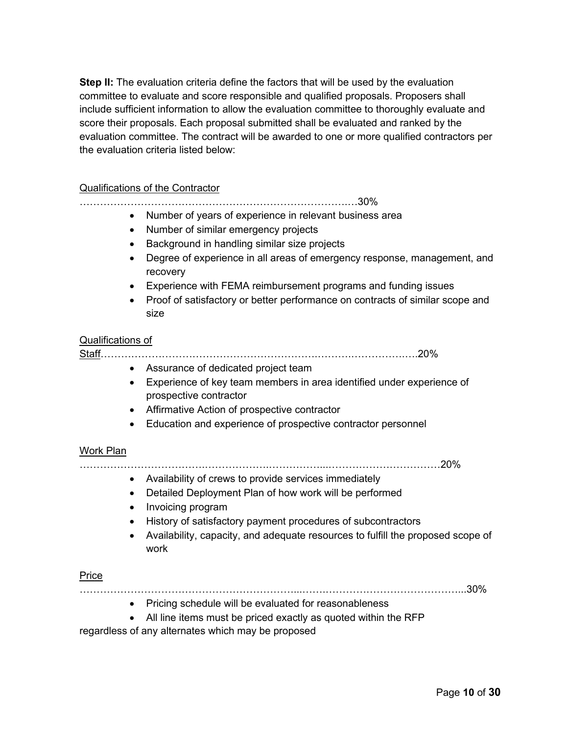**Step II:** The evaluation criteria define the factors that will be used by the evaluation committee to evaluate and score responsible and qualified proposals. Proposers shall include sufficient information to allow the evaluation committee to thoroughly evaluate and score their proposals. Each proposal submitted shall be evaluated and ranked by the evaluation committee. The contract will be awarded to one or more qualified contractors per the evaluation criteria listed below:

<u>Qualifications of the Contractor</u>
……………………………………………………………………….…30%

- Number of years of experience in relevant business area
- Number of similar emergency projects
- Background in handling similar size projects
- Degree of experience in all areas of emergency response, management, and recovery
- Experience with FEMA reimbursement programs and funding issues
- Proof of satisfactory or better performance on contracts of similar scope and size

<u>Qualifications of Staff</u>……………………………………………………….……….……………..….20%

- Assurance of dedicated project team
- Experience of key team members in area identified under experience of prospective contractor
- Affirmative Action of prospective contractor
- Education and experience of prospective contractor personnel

<u>Work Plan</u>
……………………………….…………….……………..……………………………20%

- Availability of crews to provide services immediately
- Detailed Deployment Plan of how work will be performed
- Invoicing program
- History of satisfactory payment procedures of subcontractors
- Availability, capacity, and adequate resources to fulfill the proposed scope of work

<u>Price</u>
………………………………………………………...…….……………………………...30%

- Pricing schedule will be evaluated for reasonableness
- All line items must be priced exactly as quoted within the RFP

regardless of any alternates which may be proposed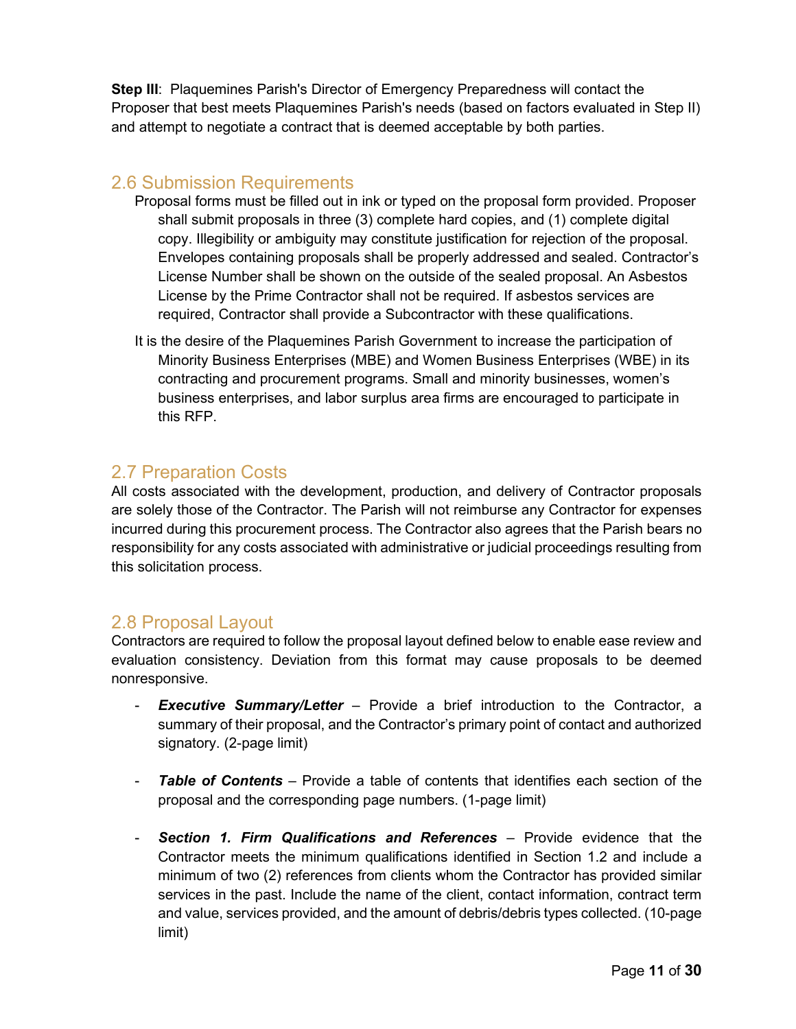**Step III**: Plaquemines Parish's Director of Emergency Preparedness will contact the Proposer that best meets Plaquemines Parish's needs (based on factors evaluated in Step II) and attempt to negotiate a contract that is deemed acceptable by both parties.

## 2.6 Submission Requirements

Proposal forms must be filled out in ink or typed on the proposal form provided. Proposer shall submit proposals in three (3) complete hard copies, and (1) complete digital copy. Illegibility or ambiguity may constitute justification for rejection of the proposal. Envelopes containing proposals shall be properly addressed and sealed. Contractor's License Number shall be shown on the outside of the sealed proposal. An Asbestos License by the Prime Contractor shall not be required. If asbestos services are required, Contractor shall provide a Subcontractor with these qualifications.

It is the desire of the Plaquemines Parish Government to increase the participation of Minority Business Enterprises (MBE) and Women Business Enterprises (WBE) in its contracting and procurement programs. Small and minority businesses, women's business enterprises, and labor surplus area firms are encouraged to participate in this RFP.

## 2.7 Preparation Costs

All costs associated with the development, production, and delivery of Contractor proposals are solely those of the Contractor. The Parish will not reimburse any Contractor for expenses incurred during this procurement process. The Contractor also agrees that the Parish bears no responsibility for any costs associated with administrative or judicial proceedings resulting from this solicitation process.

## 2.8 Proposal Layout

Contractors are required to follow the proposal layout defined below to enable ease review and evaluation consistency. Deviation from this format may cause proposals to be deemed nonresponsive.

- ***Executive Summary/Letter*** – Provide a brief introduction to the Contractor, a summary of their proposal, and the Contractor's primary point of contact and authorized signatory. (2-page limit)

- ***Table of Contents*** – Provide a table of contents that identifies each section of the proposal and the corresponding page numbers. (1-page limit)

- ***Section 1. Firm Qualifications and References*** – Provide evidence that the Contractor meets the minimum qualifications identified in Section 1.2 and include a minimum of two (2) references from clients whom the Contractor has provided similar services in the past. Include the name of the client, contact information, contract term and value, services provided, and the amount of debris/debris types collected. (10-page limit)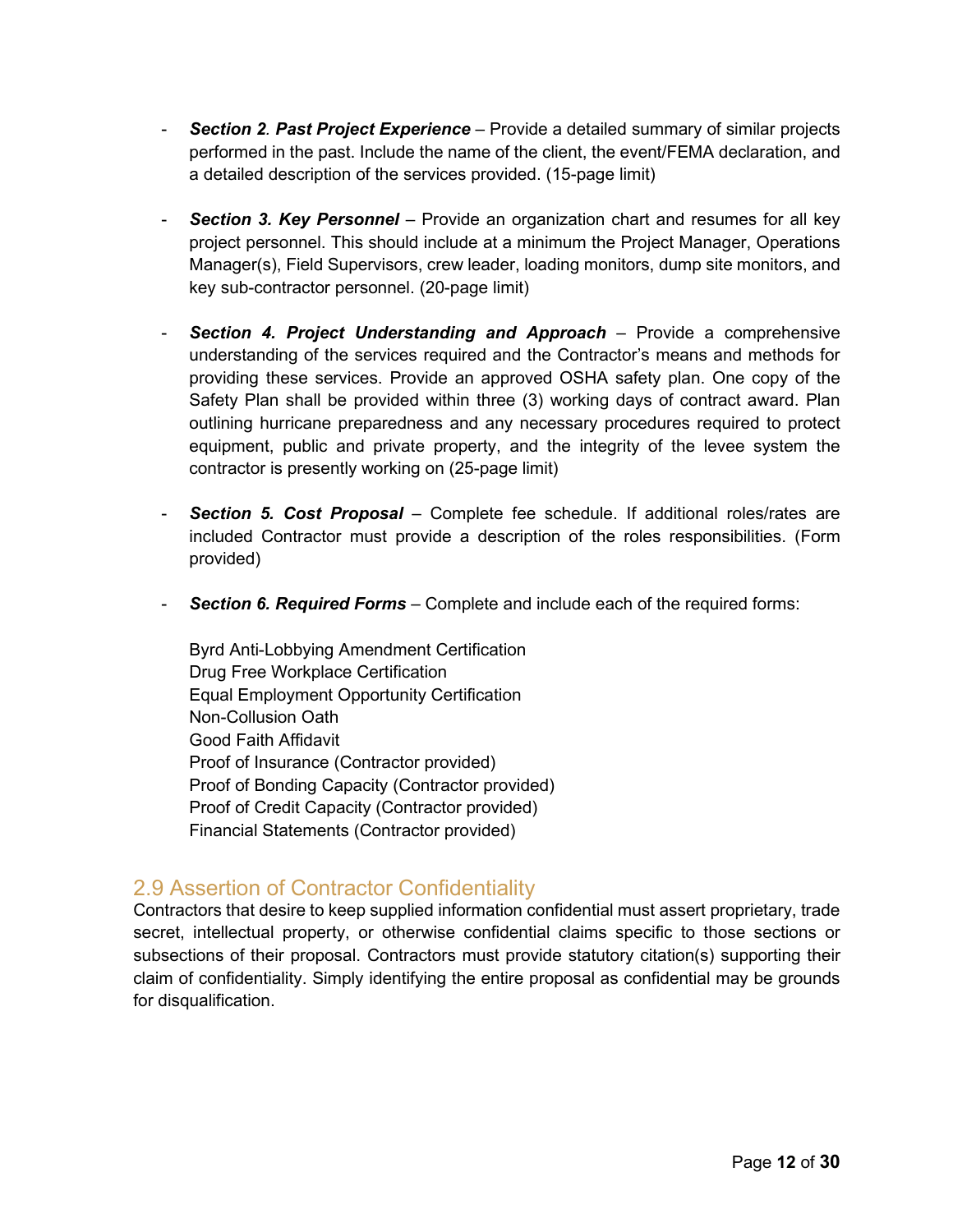- ***Section 2. Past Project Experience*** – Provide a detailed summary of similar projects performed in the past. Include the name of the client, the event/FEMA declaration, and a detailed description of the services provided. (15-page limit)

- ***Section 3. Key Personnel*** – Provide an organization chart and resumes for all key project personnel. This should include at a minimum the Project Manager, Operations Manager(s), Field Supervisors, crew leader, loading monitors, dump site monitors, and key sub-contractor personnel. (20-page limit)

- ***Section 4. Project Understanding and Approach*** – Provide a comprehensive understanding of the services required and the Contractor's means and methods for providing these services. Provide an approved OSHA safety plan. One copy of the Safety Plan shall be provided within three (3) working days of contract award. Plan outlining hurricane preparedness and any necessary procedures required to protect equipment, public and private property, and the integrity of the levee system the contractor is presently working on (25-page limit)

- ***Section 5. Cost Proposal*** – Complete fee schedule. If additional roles/rates are included Contractor must provide a description of the roles responsibilities. (Form provided)

- ***Section 6. Required Forms*** – Complete and include each of the required forms:

  Byrd Anti-Lobbying Amendment Certification
  Drug Free Workplace Certification
  Equal Employment Opportunity Certification
  Non-Collusion Oath
  Good Faith Affidavit
  Proof of Insurance (Contractor provided)
  Proof of Bonding Capacity (Contractor provided)
  Proof of Credit Capacity (Contractor provided)
  Financial Statements (Contractor provided)

## 2.9 Assertion of Contractor Confidentiality

Contractors that desire to keep supplied information confidential must assert proprietary, trade secret, intellectual property, or otherwise confidential claims specific to those sections or subsections of their proposal. Contractors must provide statutory citation(s) supporting their claim of confidentiality. Simply identifying the entire proposal as confidential may be grounds for disqualification.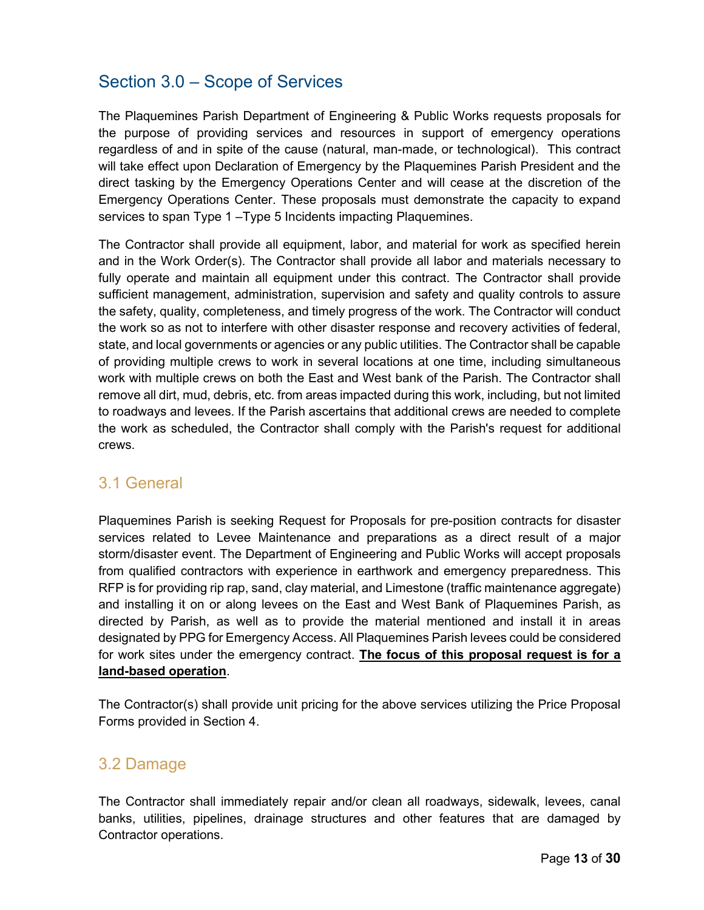## Section 3.0 – Scope of Services

The Plaquemines Parish Department of Engineering & Public Works requests proposals for the purpose of providing services and resources in support of emergency operations regardless of and in spite of the cause (natural, man-made, or technological). This contract will take effect upon Declaration of Emergency by the Plaquemines Parish President and the direct tasking by the Emergency Operations Center and will cease at the discretion of the Emergency Operations Center. These proposals must demonstrate the capacity to expand services to span Type 1 –Type 5 Incidents impacting Plaquemines.

The Contractor shall provide all equipment, labor, and material for work as specified herein and in the Work Order(s). The Contractor shall provide all labor and materials necessary to fully operate and maintain all equipment under this contract. The Contractor shall provide sufficient management, administration, supervision and safety and quality controls to assure the safety, quality, completeness, and timely progress of the work. The Contractor will conduct the work so as not to interfere with other disaster response and recovery activities of federal, state, and local governments or agencies or any public utilities. The Contractor shall be capable of providing multiple crews to work in several locations at one time, including simultaneous work with multiple crews on both the East and West bank of the Parish. The Contractor shall remove all dirt, mud, debris, etc. from areas impacted during this work, including, but not limited to roadways and levees. If the Parish ascertains that additional crews are needed to complete the work as scheduled, the Contractor shall comply with the Parish's request for additional crews.

### 3.1 General

Plaquemines Parish is seeking Request for Proposals for pre-position contracts for disaster services related to Levee Maintenance and preparations as a direct result of a major storm/disaster event. The Department of Engineering and Public Works will accept proposals from qualified contractors with experience in earthwork and emergency preparedness. This RFP is for providing rip rap, sand, clay material, and Limestone (traffic maintenance aggregate) and installing it on or along levees on the East and West Bank of Plaquemines Parish, as directed by Parish, as well as to provide the material mentioned and install it in areas designated by PPG for Emergency Access. All Plaquemines Parish levees could be considered for work sites under the emergency contract. **<u>The focus of this proposal request is for a land-based operation</u>**.

The Contractor(s) shall provide unit pricing for the above services utilizing the Price Proposal Forms provided in Section 4.

### 3.2 Damage

The Contractor shall immediately repair and/or clean all roadways, sidewalk, levees, canal banks, utilities, pipelines, drainage structures and other features that are damaged by Contractor operations.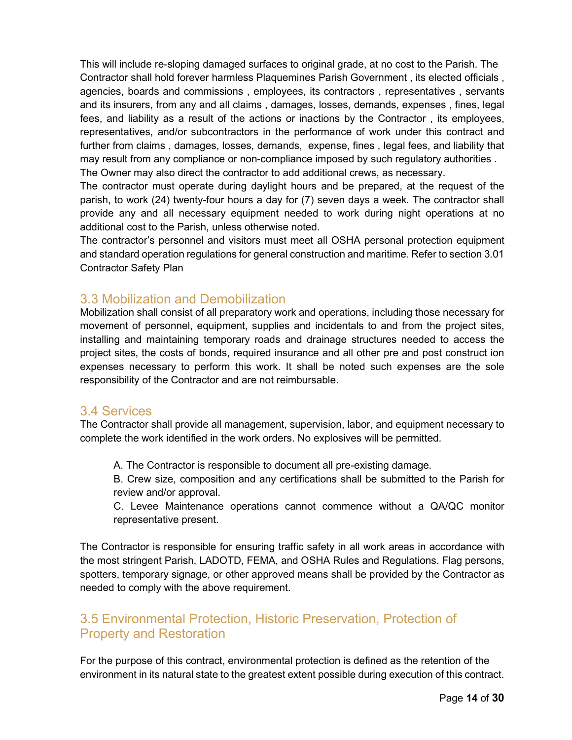This will include re-sloping damaged surfaces to original grade, at no cost to the Parish. The Contractor shall hold forever harmless Plaquemines Parish Government , its elected officials , agencies, boards and commissions , employees, its contractors , representatives , servants and its insurers, from any and all claims , damages, losses, demands, expenses , fines, legal fees, and liability as a result of the actions or inactions by the Contractor , its employees, representatives, and/or subcontractors in the performance of work under this contract and further from claims , damages, losses, demands, expense, fines , legal fees, and liability that may result from any compliance or non-compliance imposed by such regulatory authorities . The Owner may also direct the contractor to add additional crews, as necessary.
The contractor must operate during daylight hours and be prepared, at the request of the parish, to work (24) twenty-four hours a day for (7) seven days a week. The contractor shall provide any and all necessary equipment needed to work during night operations at no additional cost to the Parish, unless otherwise noted.
The contractor's personnel and visitors must meet all OSHA personal protection equipment and standard operation regulations for general construction and maritime. Refer to section 3.01 Contractor Safety Plan

## 3.3 Mobilization and Demobilization

Mobilization shall consist of all preparatory work and operations, including those necessary for movement of personnel, equipment, supplies and incidentals to and from the project sites, installing and maintaining temporary roads and drainage structures needed to access the project sites, the costs of bonds, required insurance and all other pre and post construct ion expenses necessary to perform this work. It shall be noted such expenses are the sole responsibility of the Contractor and are not reimbursable.

## 3.4 Services

The Contractor shall provide all management, supervision, labor, and equipment necessary to complete the work identified in the work orders. No explosives will be permitted.

A. The Contractor is responsible to document all pre-existing damage.

B. Crew size, composition and any certifications shall be submitted to the Parish for review and/or approval.

C. Levee Maintenance operations cannot commence without a QA/QC monitor representative present.

The Contractor is responsible for ensuring traffic safety in all work areas in accordance with the most stringent Parish, LADOTD, FEMA, and OSHA Rules and Regulations. Flag persons, spotters, temporary signage, or other approved means shall be provided by the Contractor as needed to comply with the above requirement.

## 3.5 Environmental Protection, Historic Preservation, Protection of Property and Restoration

For the purpose of this contract, environmental protection is defined as the retention of the environment in its natural state to the greatest extent possible during execution of this contract.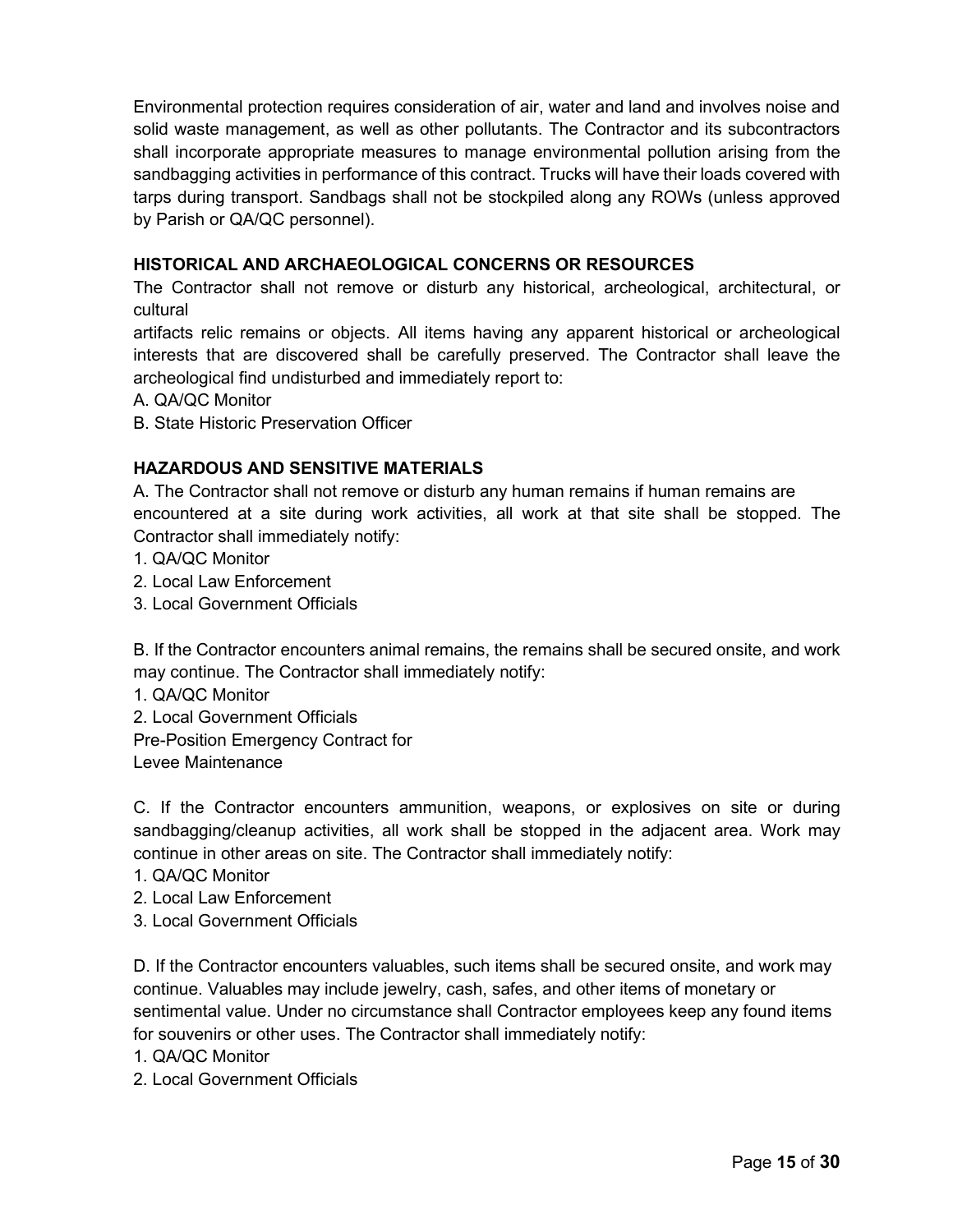Environmental protection requires consideration of air, water and land and involves noise and solid waste management, as well as other pollutants. The Contractor and its subcontractors shall incorporate appropriate measures to manage environmental pollution arising from the sandbagging activities in performance of this contract. Trucks will have their loads covered with tarps during transport. Sandbags shall not be stockpiled along any ROWs (unless approved by Parish or QA/QC personnel).

**HISTORICAL AND ARCHAEOLOGICAL CONCERNS OR RESOURCES**

The Contractor shall not remove or disturb any historical, archeological, architectural, or cultural artifacts relic remains or objects. All items having any apparent historical or archeological interests that are discovered shall be carefully preserved. The Contractor shall leave the archeological find undisturbed and immediately report to:

A. QA/QC Monitor
B. State Historic Preservation Officer

**HAZARDOUS AND SENSITIVE MATERIALS**

A. The Contractor shall not remove or disturb any human remains if human remains are encountered at a site during work activities, all work at that site shall be stopped. The Contractor shall immediately notify:

1. QA/QC Monitor
2. Local Law Enforcement
3. Local Government Officials

B. If the Contractor encounters animal remains, the remains shall be secured onsite, and work may continue. The Contractor shall immediately notify:

1. QA/QC Monitor
2. Local Government Officials

Pre-Position Emergency Contract for
Levee Maintenance

C. If the Contractor encounters ammunition, weapons, or explosives on site or during sandbagging/cleanup activities, all work shall be stopped in the adjacent area. Work may continue in other areas on site. The Contractor shall immediately notify:

1. QA/QC Monitor
2. Local Law Enforcement
3. Local Government Officials

D. If the Contractor encounters valuables, such items shall be secured onsite, and work may continue. Valuables may include jewelry, cash, safes, and other items of monetary or sentimental value. Under no circumstance shall Contractor employees keep any found items for souvenirs or other uses. The Contractor shall immediately notify:

1. QA/QC Monitor
2. Local Government Officials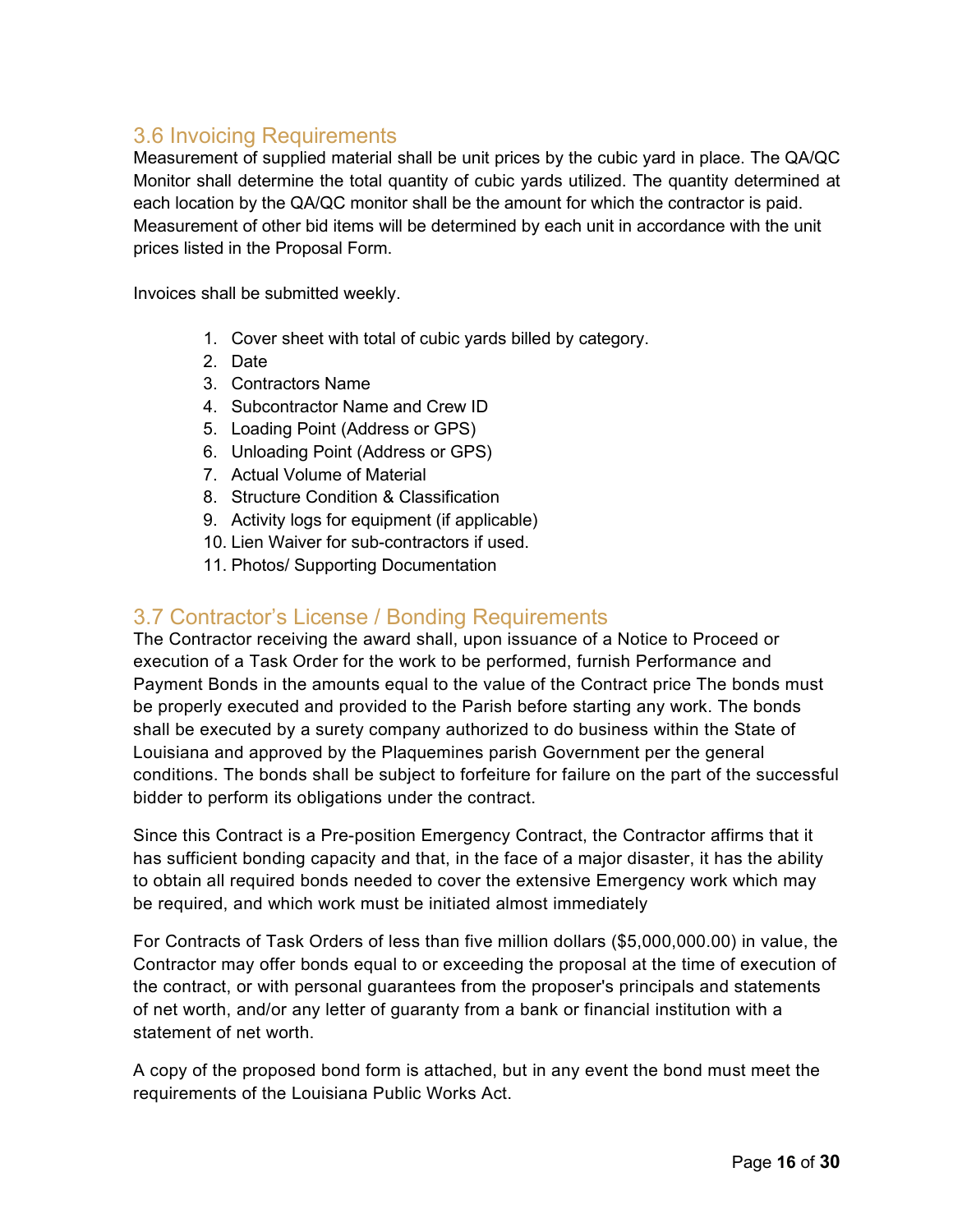## 3.6 Invoicing Requirements

Measurement of supplied material shall be unit prices by the cubic yard in place. The QA/QC Monitor shall determine the total quantity of cubic yards utilized. The quantity determined at each location by the QA/QC monitor shall be the amount for which the contractor is paid. Measurement of other bid items will be determined by each unit in accordance with the unit prices listed in the Proposal Form.

Invoices shall be submitted weekly.

1. Cover sheet with total of cubic yards billed by category.
2. Date
3. Contractors Name
4. Subcontractor Name and Crew ID
5. Loading Point (Address or GPS)
6. Unloading Point (Address or GPS)
7. Actual Volume of Material
8. Structure Condition & Classification
9. Activity logs for equipment (if applicable)
10. Lien Waiver for sub-contractors if used.
11. Photos/ Supporting Documentation

## 3.7 Contractor's License / Bonding Requirements

The Contractor receiving the award shall, upon issuance of a Notice to Proceed or execution of a Task Order for the work to be performed, furnish Performance and Payment Bonds in the amounts equal to the value of the Contract price The bonds must be properly executed and provided to the Parish before starting any work. The bonds shall be executed by a surety company authorized to do business within the State of Louisiana and approved by the Plaquemines parish Government per the general conditions. The bonds shall be subject to forfeiture for failure on the part of the successful bidder to perform its obligations under the contract.

Since this Contract is a Pre-position Emergency Contract, the Contractor affirms that it has sufficient bonding capacity and that, in the face of a major disaster, it has the ability to obtain all required bonds needed to cover the extensive Emergency work which may be required, and which work must be initiated almost immediately

For Contracts of Task Orders of less than five million dollars ($5,000,000.00) in value, the Contractor may offer bonds equal to or exceeding the proposal at the time of execution of the contract, or with personal guarantees from the proposer's principals and statements of net worth, and/or any letter of guaranty from a bank or financial institution with a statement of net worth.

A copy of the proposed bond form is attached, but in any event the bond must meet the requirements of the Louisiana Public Works Act.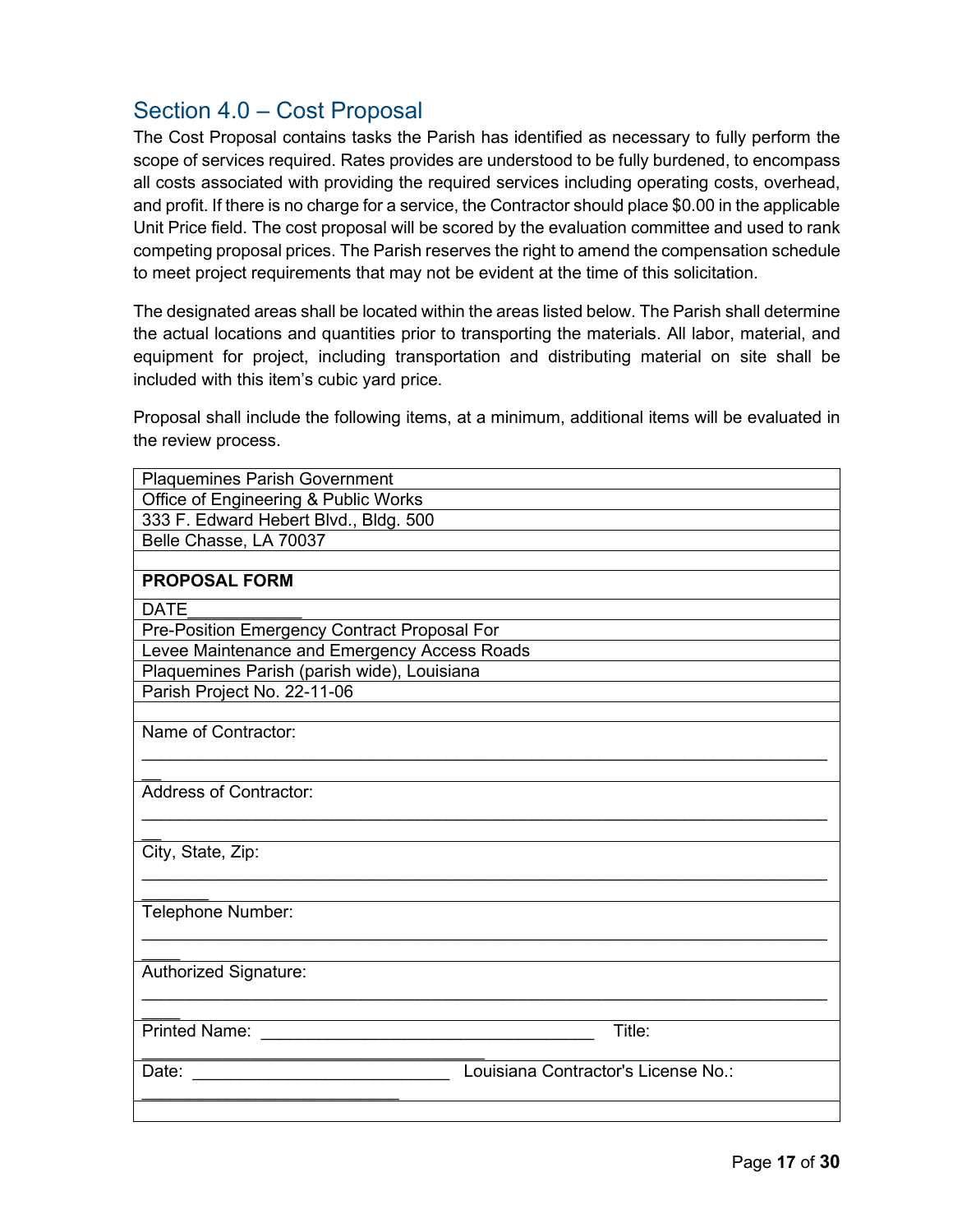## Section 4.0 – Cost Proposal

The Cost Proposal contains tasks the Parish has identified as necessary to fully perform the scope of services required. Rates provides are understood to be fully burdened, to encompass all costs associated with providing the required services including operating costs, overhead, and profit. If there is no charge for a service, the Contractor should place $0.00 in the applicable Unit Price field. The cost proposal will be scored by the evaluation committee and used to rank competing proposal prices. The Parish reserves the right to amend the compensation schedule to meet project requirements that may not be evident at the time of this solicitation.

The designated areas shall be located within the areas listed below. The Parish shall determine the actual locations and quantities prior to transporting the materials. All labor, material, and equipment for project, including transportation and distributing material on site shall be included with this item's cubic yard price.

Proposal shall include the following items, at a minimum, additional items will be evaluated in the review process.

| Plaquemines Parish Government |
|---|
| Office of Engineering & Public Works |
| 333 F. Edward Hebert Blvd., Bldg. 500 |
| Belle Chasse, LA 70037 |
| |
| **PROPOSAL FORM** |
| DATE____________ |
| Pre-Position Emergency Contract Proposal For |
| Levee Maintenance and Emergency Access Roads |
| Plaquemines Parish (parish wide), Louisiana |
| Parish Project No. 22-11-06 |
| |
| Name of Contractor: ____________________________________________ |
| Address of Contractor: ____________________________________________ |
| City, State, Zip: ____________________________________________ |
| Telephone Number: ____________________________________________ |
| Authorized Signature: ____________________________________________ |
| Printed Name: ____________________________ Title: ____________________________ |
| Date: ____________________ Louisiana Contractor's License No.: ____________________ |
| |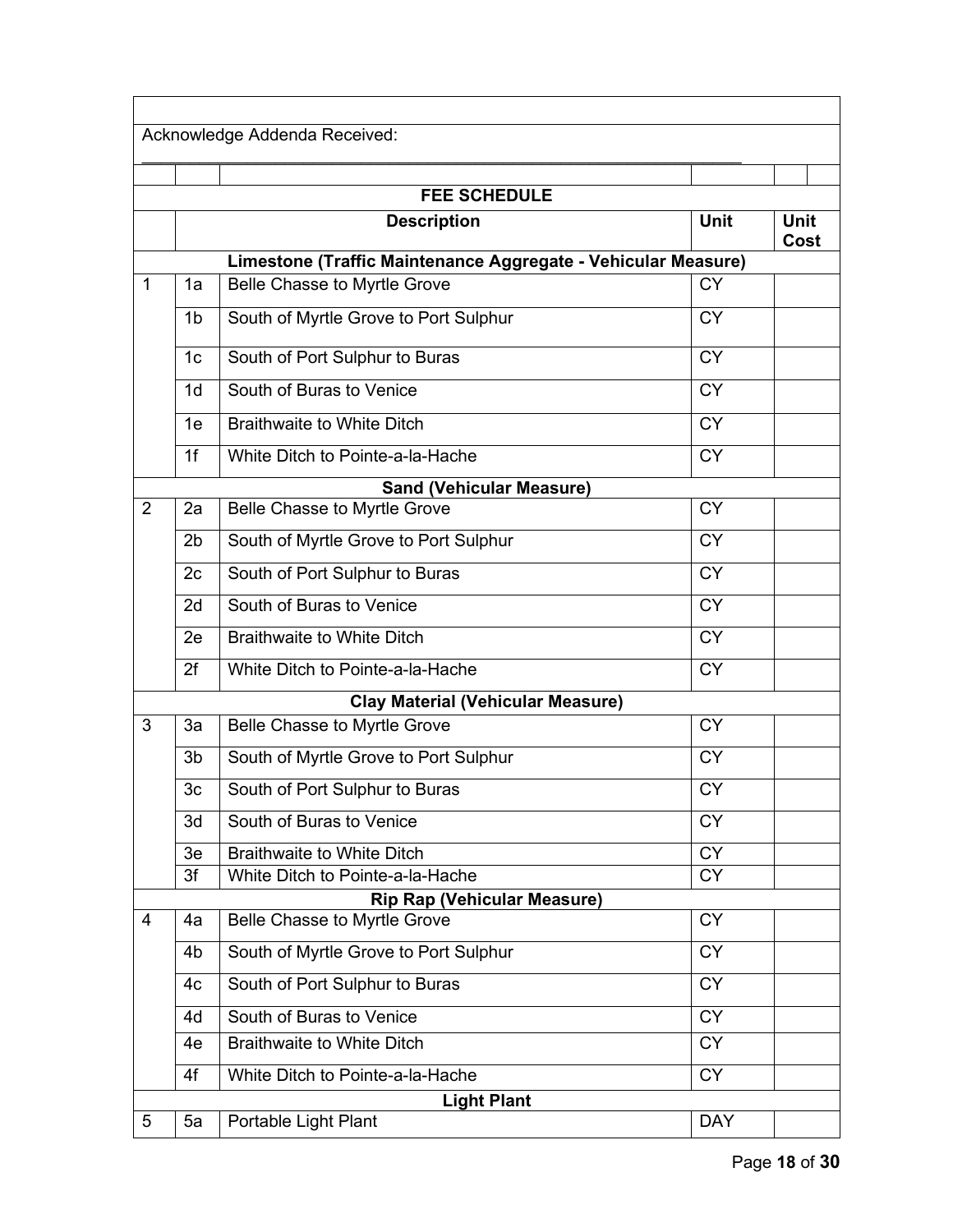Acknowledge Addenda Received: ____________________________________________________________

| | | FEE SCHEDULE | | |
|---|---|---|---|---|
| | | **Description** | **Unit** | **Unit Cost** |
| | | **Limestone (Traffic Maintenance Aggregate - Vehicular Measure)** | | |
| 1 | 1a | Belle Chasse to Myrtle Grove | CY | |
| | 1b | South of Myrtle Grove to Port Sulphur | CY | |
| | 1c | South of Port Sulphur to Buras | CY | |
| | 1d | South of Buras to Venice | CY | |
| | 1e | Braithwaite to White Ditch | CY | |
| | 1f | White Ditch to Pointe-a-la-Hache | CY | |
| | | **Sand (Vehicular Measure)** | | |
| 2 | 2a | Belle Chasse to Myrtle Grove | CY | |
| | 2b | South of Myrtle Grove to Port Sulphur | CY | |
| | 2c | South of Port Sulphur to Buras | CY | |
| | 2d | South of Buras to Venice | CY | |
| | 2e | Braithwaite to White Ditch | CY | |
| | 2f | White Ditch to Pointe-a-la-Hache | CY | |
| | | **Clay Material (Vehicular Measure)** | | |
| 3 | 3a | Belle Chasse to Myrtle Grove | CY | |
| | 3b | South of Myrtle Grove to Port Sulphur | CY | |
| | 3c | South of Port Sulphur to Buras | CY | |
| | 3d | South of Buras to Venice | CY | |
| | 3e | Braithwaite to White Ditch | CY | |
| | 3f | White Ditch to Pointe-a-la-Hache | CY | |
| | | **Rip Rap (Vehicular Measure)** | | |
| 4 | 4a | Belle Chasse to Myrtle Grove | CY | |
| | 4b | South of Myrtle Grove to Port Sulphur | CY | |
| | 4c | South of Port Sulphur to Buras | CY | |
| | 4d | South of Buras to Venice | CY | |
| | 4e | Braithwaite to White Ditch | CY | |
| | 4f | White Ditch to Pointe-a-la-Hache | CY | |
| | | **Light Plant** | | |
| 5 | 5a | Portable Light Plant | DAY | |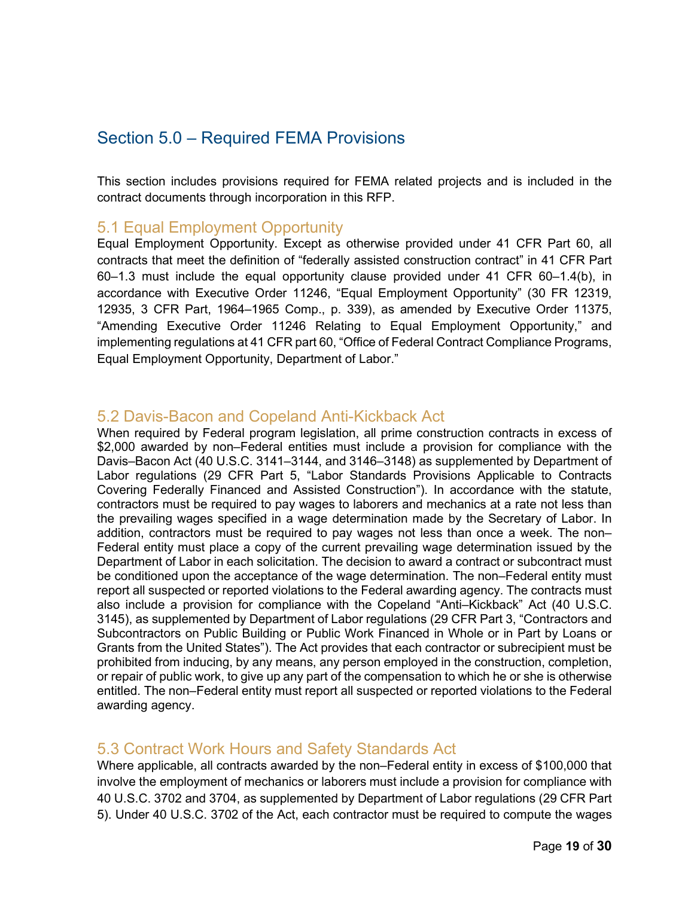## Section 5.0 – Required FEMA Provisions

This section includes provisions required for FEMA related projects and is included in the contract documents through incorporation in this RFP.

### 5.1 Equal Employment Opportunity

Equal Employment Opportunity. Except as otherwise provided under 41 CFR Part 60, all contracts that meet the definition of "federally assisted construction contract" in 41 CFR Part 60–1.3 must include the equal opportunity clause provided under 41 CFR 60–1.4(b), in accordance with Executive Order 11246, "Equal Employment Opportunity" (30 FR 12319, 12935, 3 CFR Part, 1964–1965 Comp., p. 339), as amended by Executive Order 11375, "Amending Executive Order 11246 Relating to Equal Employment Opportunity," and implementing regulations at 41 CFR part 60, "Office of Federal Contract Compliance Programs, Equal Employment Opportunity, Department of Labor."

### 5.2 Davis-Bacon and Copeland Anti-Kickback Act

When required by Federal program legislation, all prime construction contracts in excess of $2,000 awarded by non–Federal entities must include a provision for compliance with the Davis–Bacon Act (40 U.S.C. 3141–3144, and 3146–3148) as supplemented by Department of Labor regulations (29 CFR Part 5, "Labor Standards Provisions Applicable to Contracts Covering Federally Financed and Assisted Construction"). In accordance with the statute, contractors must be required to pay wages to laborers and mechanics at a rate not less than the prevailing wages specified in a wage determination made by the Secretary of Labor. In addition, contractors must be required to pay wages not less than once a week. The non–Federal entity must place a copy of the current prevailing wage determination issued by the Department of Labor in each solicitation. The decision to award a contract or subcontract must be conditioned upon the acceptance of the wage determination. The non–Federal entity must report all suspected or reported violations to the Federal awarding agency. The contracts must also include a provision for compliance with the Copeland "Anti–Kickback" Act (40 U.S.C. 3145), as supplemented by Department of Labor regulations (29 CFR Part 3, "Contractors and Subcontractors on Public Building or Public Work Financed in Whole or in Part by Loans or Grants from the United States"). The Act provides that each contractor or subrecipient must be prohibited from inducing, by any means, any person employed in the construction, completion, or repair of public work, to give up any part of the compensation to which he or she is otherwise entitled. The non–Federal entity must report all suspected or reported violations to the Federal awarding agency.

### 5.3 Contract Work Hours and Safety Standards Act

Where applicable, all contracts awarded by the non–Federal entity in excess of $100,000 that involve the employment of mechanics or laborers must include a provision for compliance with 40 U.S.C. 3702 and 3704, as supplemented by Department of Labor regulations (29 CFR Part 5). Under 40 U.S.C. 3702 of the Act, each contractor must be required to compute the wages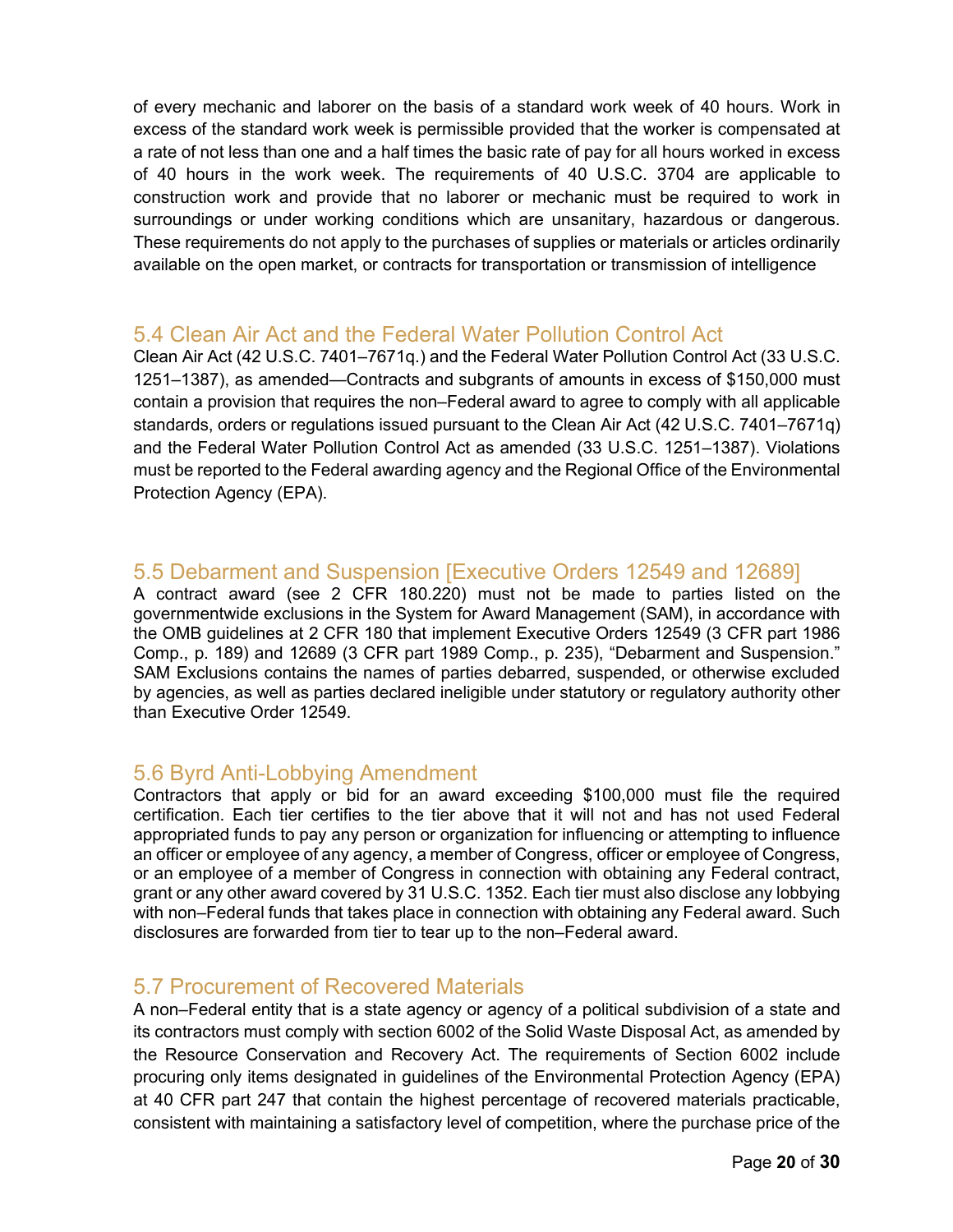of every mechanic and laborer on the basis of a standard work week of 40 hours. Work in excess of the standard work week is permissible provided that the worker is compensated at a rate of not less than one and a half times the basic rate of pay for all hours worked in excess of 40 hours in the work week. The requirements of 40 U.S.C. 3704 are applicable to construction work and provide that no laborer or mechanic must be required to work in surroundings or under working conditions which are unsanitary, hazardous or dangerous. These requirements do not apply to the purchases of supplies or materials or articles ordinarily available on the open market, or contracts for transportation or transmission of intelligence

## 5.4 Clean Air Act and the Federal Water Pollution Control Act

Clean Air Act (42 U.S.C. 7401–7671q.) and the Federal Water Pollution Control Act (33 U.S.C. 1251–1387), as amended—Contracts and subgrants of amounts in excess of $150,000 must contain a provision that requires the non–Federal award to agree to comply with all applicable standards, orders or regulations issued pursuant to the Clean Air Act (42 U.S.C. 7401–7671q) and the Federal Water Pollution Control Act as amended (33 U.S.C. 1251–1387). Violations must be reported to the Federal awarding agency and the Regional Office of the Environmental Protection Agency (EPA).

## 5.5 Debarment and Suspension [Executive Orders 12549 and 12689]

A contract award (see 2 CFR 180.220) must not be made to parties listed on the governmentwide exclusions in the System for Award Management (SAM), in accordance with the OMB guidelines at 2 CFR 180 that implement Executive Orders 12549 (3 CFR part 1986 Comp., p. 189) and 12689 (3 CFR part 1989 Comp., p. 235), "Debarment and Suspension." SAM Exclusions contains the names of parties debarred, suspended, or otherwise excluded by agencies, as well as parties declared ineligible under statutory or regulatory authority other than Executive Order 12549.

## 5.6 Byrd Anti-Lobbying Amendment

Contractors that apply or bid for an award exceeding $100,000 must file the required certification. Each tier certifies to the tier above that it will not and has not used Federal appropriated funds to pay any person or organization for influencing or attempting to influence an officer or employee of any agency, a member of Congress, officer or employee of Congress, or an employee of a member of Congress in connection with obtaining any Federal contract, grant or any other award covered by 31 U.S.C. 1352. Each tier must also disclose any lobbying with non–Federal funds that takes place in connection with obtaining any Federal award. Such disclosures are forwarded from tier to tear up to the non–Federal award.

## 5.7 Procurement of Recovered Materials

A non–Federal entity that is a state agency or agency of a political subdivision of a state and its contractors must comply with section 6002 of the Solid Waste Disposal Act, as amended by the Resource Conservation and Recovery Act. The requirements of Section 6002 include procuring only items designated in guidelines of the Environmental Protection Agency (EPA) at 40 CFR part 247 that contain the highest percentage of recovered materials practicable, consistent with maintaining a satisfactory level of competition, where the purchase price of the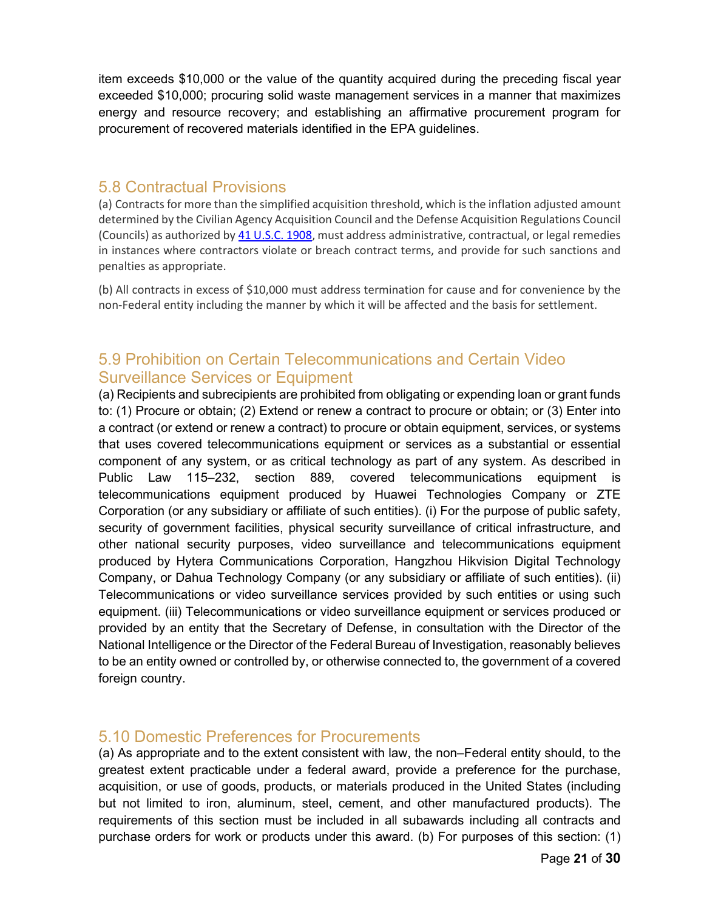item exceeds $10,000 or the value of the quantity acquired during the preceding fiscal year exceeded $10,000; procuring solid waste management services in a manner that maximizes energy and resource recovery; and establishing an affirmative procurement program for procurement of recovered materials identified in the EPA guidelines.

## 5.8 Contractual Provisions

(a) Contracts for more than the simplified acquisition threshold, which is the inflation adjusted amount determined by the Civilian Agency Acquisition Council and the Defense Acquisition Regulations Council (Councils) as authorized by [41 U.S.C. 1908](), must address administrative, contractual, or legal remedies in instances where contractors violate or breach contract terms, and provide for such sanctions and penalties as appropriate.

(b) All contracts in excess of $10,000 must address termination for cause and for convenience by the non-Federal entity including the manner by which it will be affected and the basis for settlement.

## 5.9 Prohibition on Certain Telecommunications and Certain Video Surveillance Services or Equipment

(a) Recipients and subrecipients are prohibited from obligating or expending loan or grant funds to: (1) Procure or obtain; (2) Extend or renew a contract to procure or obtain; or (3) Enter into a contract (or extend or renew a contract) to procure or obtain equipment, services, or systems that uses covered telecommunications equipment or services as a substantial or essential component of any system, or as critical technology as part of any system. As described in Public Law 115–232, section 889, covered telecommunications equipment is telecommunications equipment produced by Huawei Technologies Company or ZTE Corporation (or any subsidiary or affiliate of such entities). (i) For the purpose of public safety, security of government facilities, physical security surveillance of critical infrastructure, and other national security purposes, video surveillance and telecommunications equipment produced by Hytera Communications Corporation, Hangzhou Hikvision Digital Technology Company, or Dahua Technology Company (or any subsidiary or affiliate of such entities). (ii) Telecommunications or video surveillance services provided by such entities or using such equipment. (iii) Telecommunications or video surveillance equipment or services produced or provided by an entity that the Secretary of Defense, in consultation with the Director of the National Intelligence or the Director of the Federal Bureau of Investigation, reasonably believes to be an entity owned or controlled by, or otherwise connected to, the government of a covered foreign country.

## 5.10 Domestic Preferences for Procurements

(a) As appropriate and to the extent consistent with law, the non–Federal entity should, to the greatest extent practicable under a federal award, provide a preference for the purchase, acquisition, or use of goods, products, or materials produced in the United States (including but not limited to iron, aluminum, steel, cement, and other manufactured products). The requirements of this section must be included in all subawards including all contracts and purchase orders for work or products under this award. (b) For purposes of this section: (1)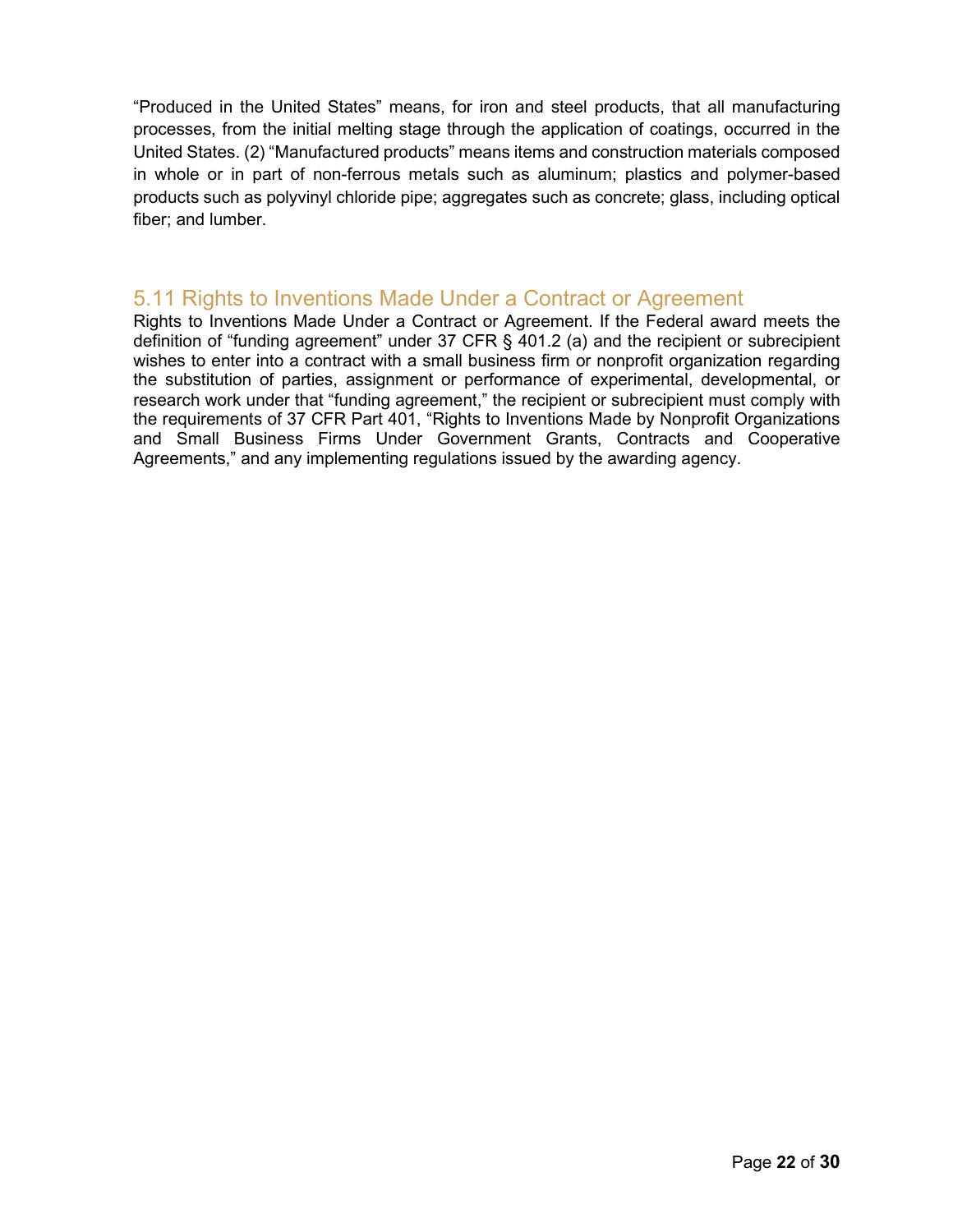“Produced in the United States” means, for iron and steel products, that all manufacturing processes, from the initial melting stage through the application of coatings, occurred in the United States. (2) “Manufactured products” means items and construction materials composed in whole or in part of non-ferrous metals such as aluminum; plastics and polymer-based products such as polyvinyl chloride pipe; aggregates such as concrete; glass, including optical fiber; and lumber.

## 5.11 Rights to Inventions Made Under a Contract or Agreement

Rights to Inventions Made Under a Contract or Agreement. If the Federal award meets the definition of “funding agreement” under 37 CFR § 401.2 (a) and the recipient or subrecipient wishes to enter into a contract with a small business firm or nonprofit organization regarding the substitution of parties, assignment or performance of experimental, developmental, or research work under that “funding agreement,” the recipient or subrecipient must comply with the requirements of 37 CFR Part 401, “Rights to Inventions Made by Nonprofit Organizations and Small Business Firms Under Government Grants, Contracts and Cooperative Agreements,” and any implementing regulations issued by the awarding agency.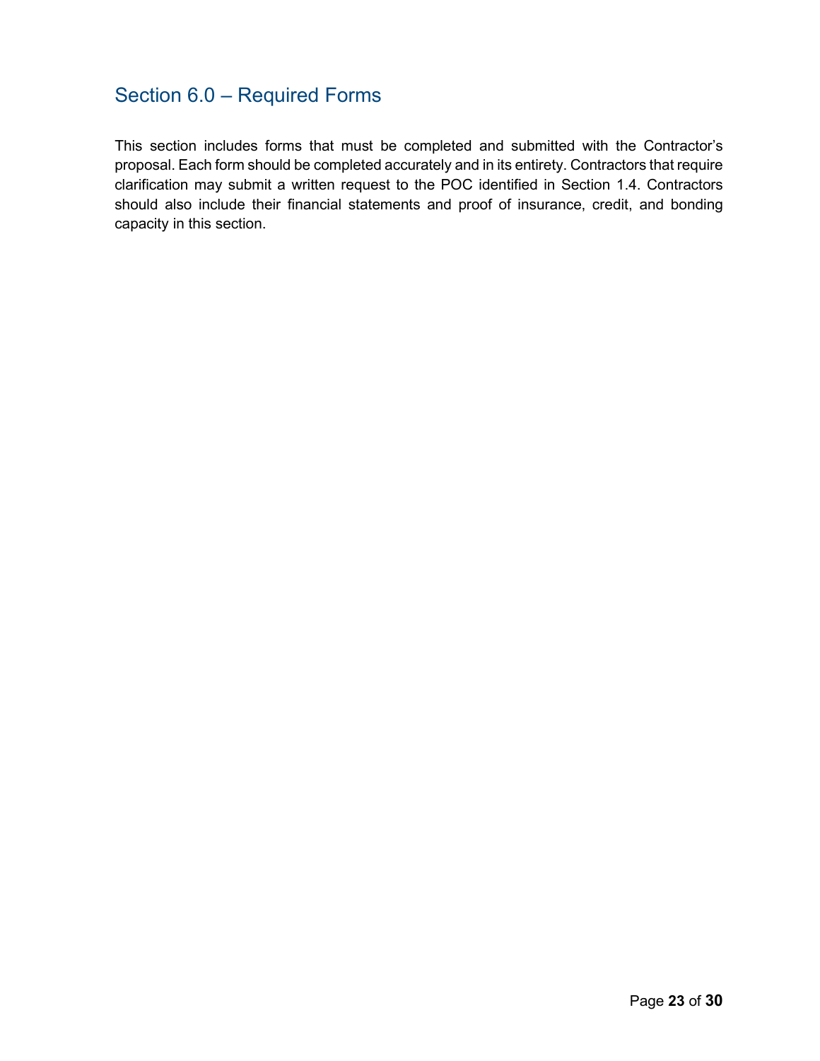## Section 6.0 – Required Forms

This section includes forms that must be completed and submitted with the Contractor's proposal. Each form should be completed accurately and in its entirety. Contractors that require clarification may submit a written request to the POC identified in Section 1.4. Contractors should also include their financial statements and proof of insurance, credit, and bonding capacity in this section.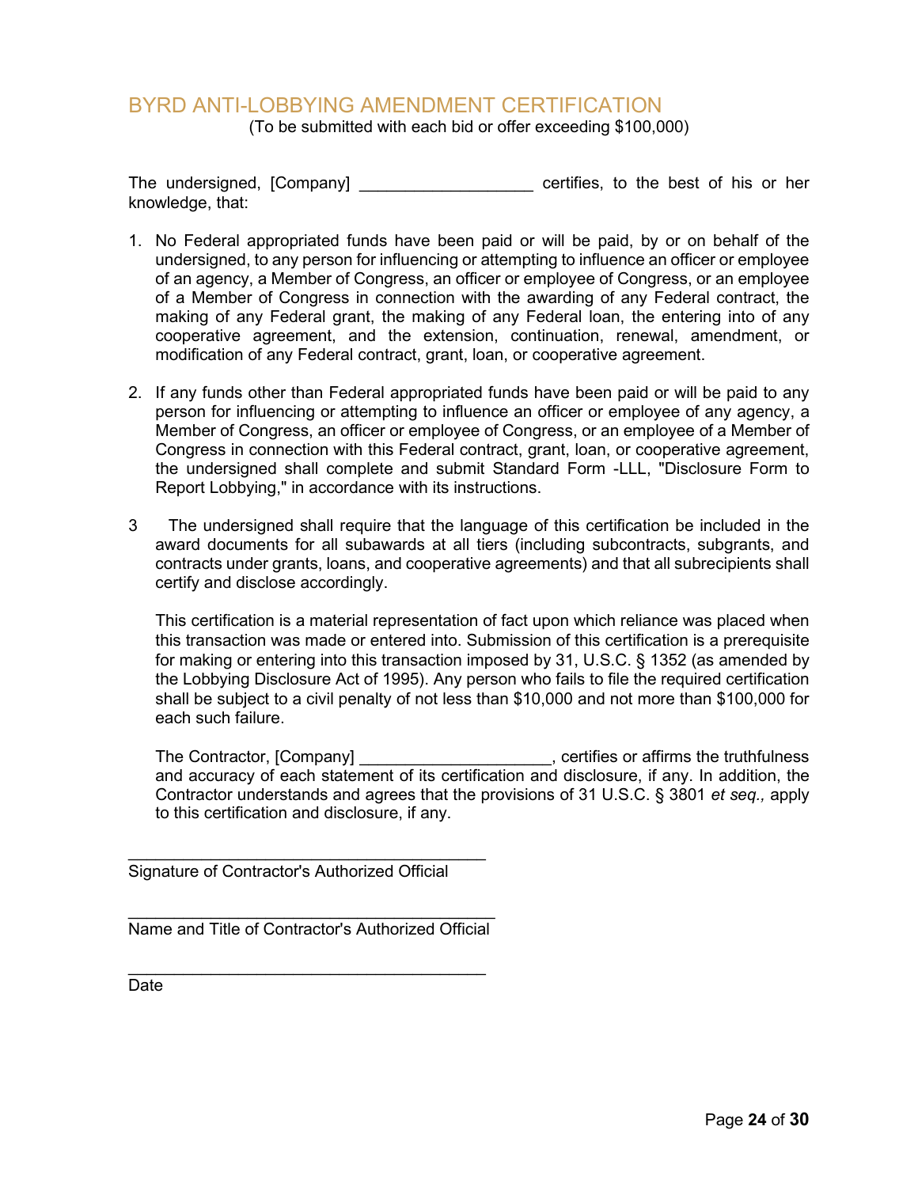## BYRD ANTI-LOBBYING AMENDMENT CERTIFICATION

(To be submitted with each bid or offer exceeding $100,000)

The undersigned, [Company] ___________________ certifies, to the best of his or her knowledge, that:

1. No Federal appropriated funds have been paid or will be paid, by or on behalf of the undersigned, to any person for influencing or attempting to influence an officer or employee of an agency, a Member of Congress, an officer or employee of Congress, or an employee of a Member of Congress in connection with the awarding of any Federal contract, the making of any Federal grant, the making of any Federal loan, the entering into of any cooperative agreement, and the extension, continuation, renewal, amendment, or modification of any Federal contract, grant, loan, or cooperative agreement.

2. If any funds other than Federal appropriated funds have been paid or will be paid to any person for influencing or attempting to influence an officer or employee of any agency, a Member of Congress, an officer or employee of Congress, or an employee of a Member of Congress in connection with this Federal contract, grant, loan, or cooperative agreement, the undersigned shall complete and submit Standard Form -LLL, "Disclosure Form to Report Lobbying," in accordance with its instructions.

3 The undersigned shall require that the language of this certification be included in the award documents for all subawards at all tiers (including subcontracts, subgrants, and contracts under grants, loans, and cooperative agreements) and that all subrecipients shall certify and disclose accordingly.

This certification is a material representation of fact upon which reliance was placed when this transaction was made or entered into. Submission of this certification is a prerequisite for making or entering into this transaction imposed by 31, U.S.C. § 1352 (as amended by the Lobbying Disclosure Act of 1995). Any person who fails to file the required certification shall be subject to a civil penalty of not less than $10,000 and not more than $100,000 for each such failure.

The Contractor, [Company] ____________________, certifies or affirms the truthfulness and accuracy of each statement of its certification and disclosure, if any. In addition, the Contractor understands and agrees that the provisions of 31 U.S.C. § 3801 *et seq.,* apply to this certification and disclosure, if any.

_________________________________________
Signature of Contractor's Authorized Official

_________________________________________
Name and Title of Contractor's Authorized Official

_________________________________________
Date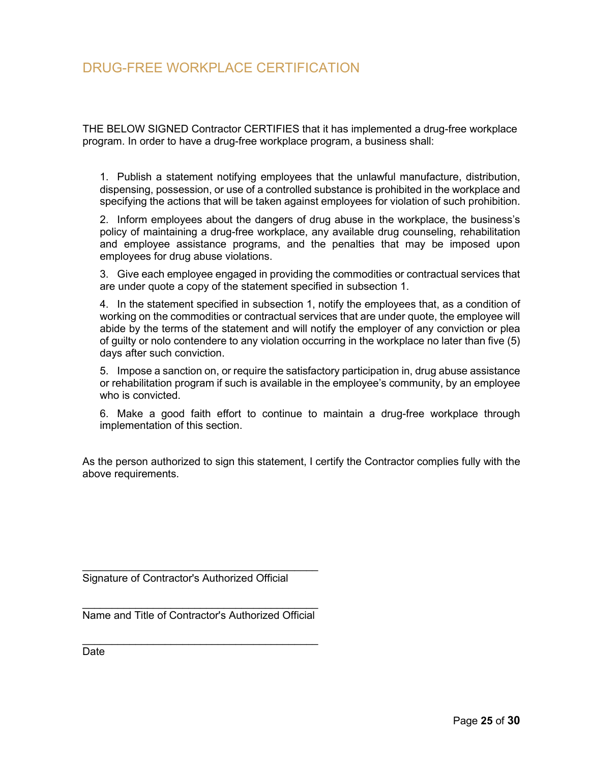# DRUG-FREE WORKPLACE CERTIFICATION

THE BELOW SIGNED Contractor CERTIFIES that it has implemented a drug-free workplace program. In order to have a drug-free workplace program, a business shall:

1. Publish a statement notifying employees that the unlawful manufacture, distribution, dispensing, possession, or use of a controlled substance is prohibited in the workplace and specifying the actions that will be taken against employees for violation of such prohibition.
2. Inform employees about the dangers of drug abuse in the workplace, the business's policy of maintaining a drug-free workplace, any available drug counseling, rehabilitation and employee assistance programs, and the penalties that may be imposed upon employees for drug abuse violations.
3. Give each employee engaged in providing the commodities or contractual services that are under quote a copy of the statement specified in subsection 1.
4. In the statement specified in subsection 1, notify the employees that, as a condition of working on the commodities or contractual services that are under quote, the employee will abide by the terms of the statement and will notify the employer of any conviction or plea of guilty or nolo contendere to any violation occurring in the workplace no later than five (5) days after such conviction.
5. Impose a sanction on, or require the satisfactory participation in, drug abuse assistance or rehabilitation program if such is available in the employee's community, by an employee who is convicted.
6. Make a good faith effort to continue to maintain a drug-free workplace through implementation of this section.

As the person authorized to sign this statement, I certify the Contractor complies fully with the above requirements.

\_\_\_\_\_\_\_\_\_\_\_\_\_\_\_\_\_\_\_\_\_\_\_\_\_\_\_\_\_\_\_\_\_\_\_\_\_\_\_\_
Signature of Contractor's Authorized Official

\_\_\_\_\_\_\_\_\_\_\_\_\_\_\_\_\_\_\_\_\_\_\_\_\_\_\_\_\_\_\_\_\_\_\_\_\_\_\_\_
Name and Title of Contractor's Authorized Official

\_\_\_\_\_\_\_\_\_\_\_\_\_\_\_\_\_\_\_\_\_\_\_\_\_\_\_\_\_\_\_\_\_\_\_\_\_\_\_\_
Date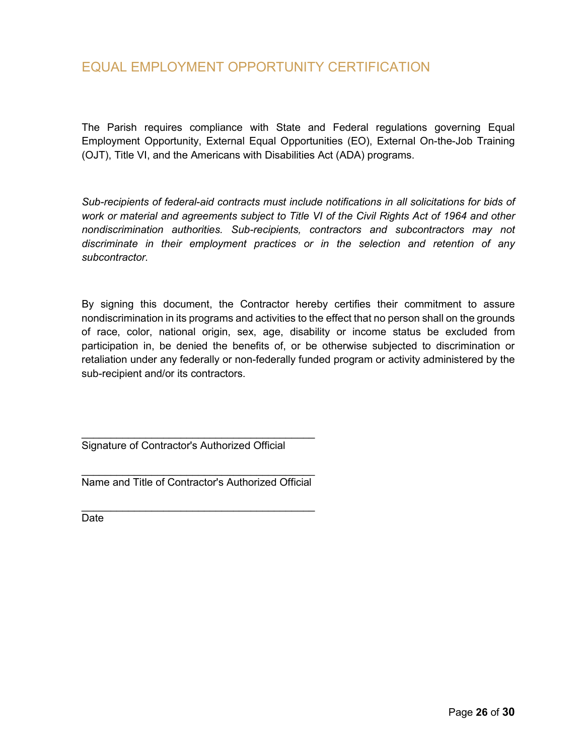# EQUAL EMPLOYMENT OPPORTUNITY CERTIFICATION

The Parish requires compliance with State and Federal regulations governing Equal Employment Opportunity, External Equal Opportunities (EO), External On-the-Job Training (OJT), Title VI, and the Americans with Disabilities Act (ADA) programs.

*Sub-recipients of federal-aid contracts must include notifications in all solicitations for bids of work or material and agreements subject to Title VI of the Civil Rights Act of 1964 and other nondiscrimination authorities. Sub-recipients, contractors and subcontractors may not discriminate in their employment practices or in the selection and retention of any subcontractor.*

By signing this document, the Contractor hereby certifies their commitment to assure nondiscrimination in its programs and activities to the effect that no person shall on the grounds of race, color, national origin, sex, age, disability or income status be excluded from participation in, be denied the benefits of, or be otherwise subjected to discrimination or retaliation under any federally or non-federally funded program or activity administered by the sub-recipient and/or its contractors.

________________________________________
Signature of Contractor's Authorized Official

________________________________________
Name and Title of Contractor's Authorized Official

________________________________________
Date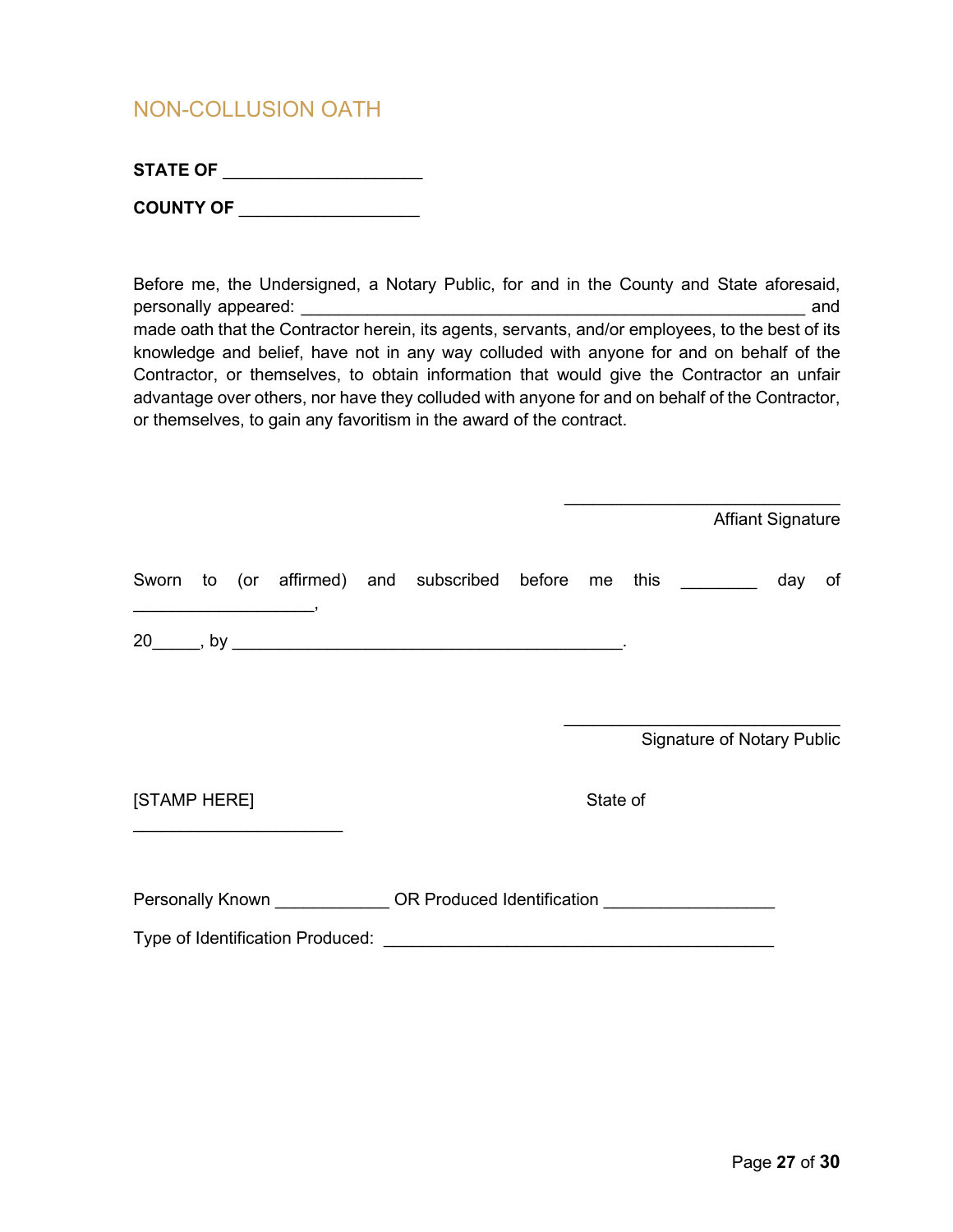## NON-COLLUSION OATH

**STATE OF** ____________________

**COUNTY OF** __________________

Before me, the Undersigned, a Notary Public, for and in the County and State aforesaid, personally appeared: ___________________________________________________ and made oath that the Contractor herein, its agents, servants, and/or employees, to the best of its knowledge and belief, have not in any way colluded with anyone for and on behalf of the Contractor, or themselves, to obtain information that would give the Contractor an unfair advantage over others, nor have they colluded with anyone for and on behalf of the Contractor, or themselves, to gain any favoritism in the award of the contract.

____________________________
Affiant Signature

Sworn to (or affirmed) and subscribed before me this ________ day of __________________,

20_____, by _______________________________________.

____________________________
Signature of Notary Public

[STAMP HERE] State of _____________________

Personally Known ____________ OR Produced Identification _________________

Type of Identification Produced: ________________________________________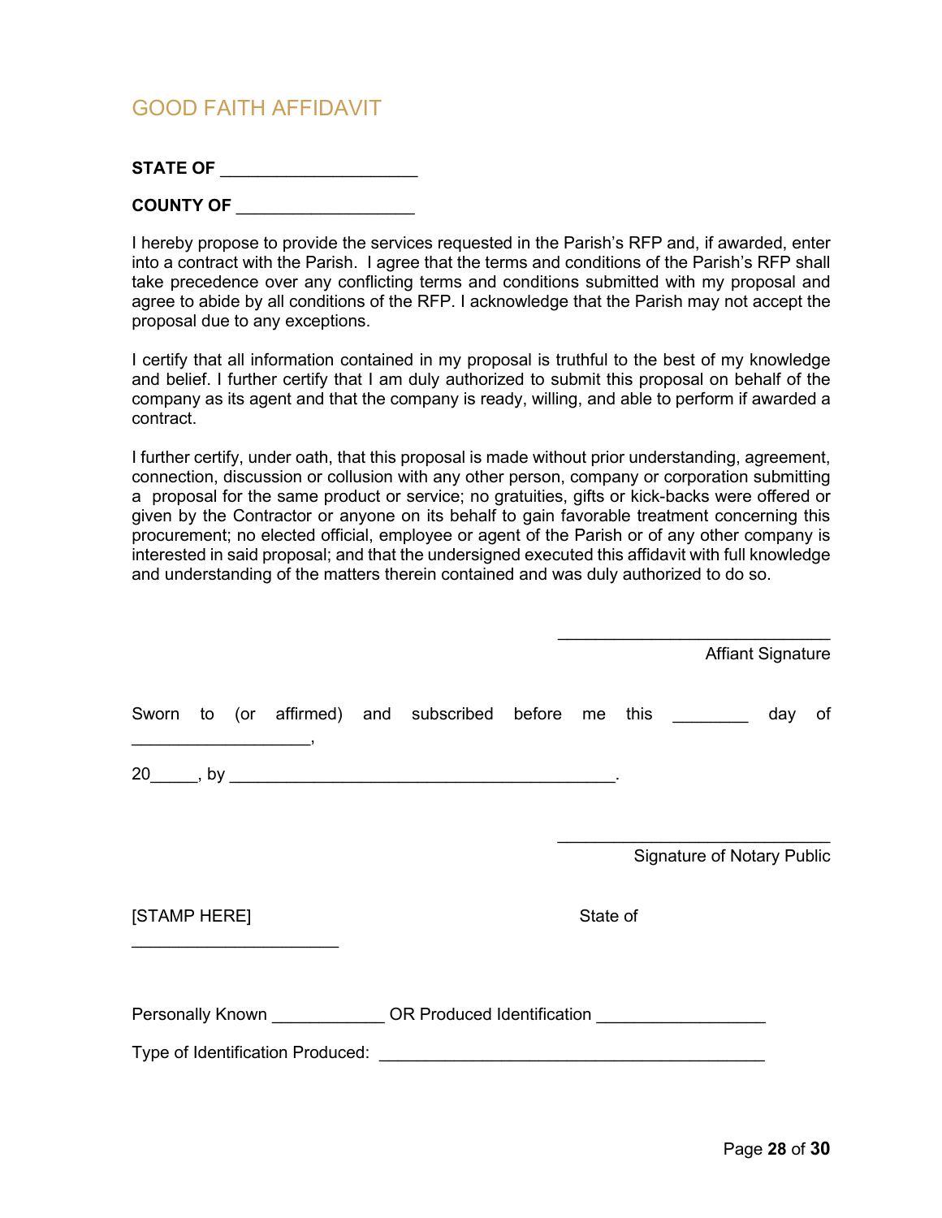# GOOD FAITH AFFIDAVIT

**STATE OF ____________________**

**COUNTY OF __________________**

I hereby propose to provide the services requested in the Parish's RFP and, if awarded, enter into a contract with the Parish. I agree that the terms and conditions of the Parish's RFP shall take precedence over any conflicting terms and conditions submitted with my proposal and agree to abide by all conditions of the RFP. I acknowledge that the Parish may not accept the proposal due to any exceptions.

I certify that all information contained in my proposal is truthful to the best of my knowledge and belief. I further certify that I am duly authorized to submit this proposal on behalf of the company as its agent and that the company is ready, willing, and able to perform if awarded a contract.

I further certify, under oath, that this proposal is made without prior understanding, agreement, connection, discussion or collusion with any other person, company or corporation submitting a proposal for the same product or service; no gratuities, gifts or kick-backs were offered or given by the Contractor or anyone on its behalf to gain favorable treatment concerning this procurement; no elected official, employee or agent of the Parish or of any other company is interested in said proposal; and that the undersigned executed this affidavit with full knowledge and understanding of the matters therein contained and was duly authorized to do so.

____________________________
Affiant Signature

Sworn to (or affirmed) and subscribed before me this ________ day of __________________,

20_____, by ________________________________________.

____________________________
Signature of Notary Public

[STAMP HERE]

State of

_____________________

Personally Known ____________ OR Produced Identification _________________

Type of Identification Produced: ________________________________________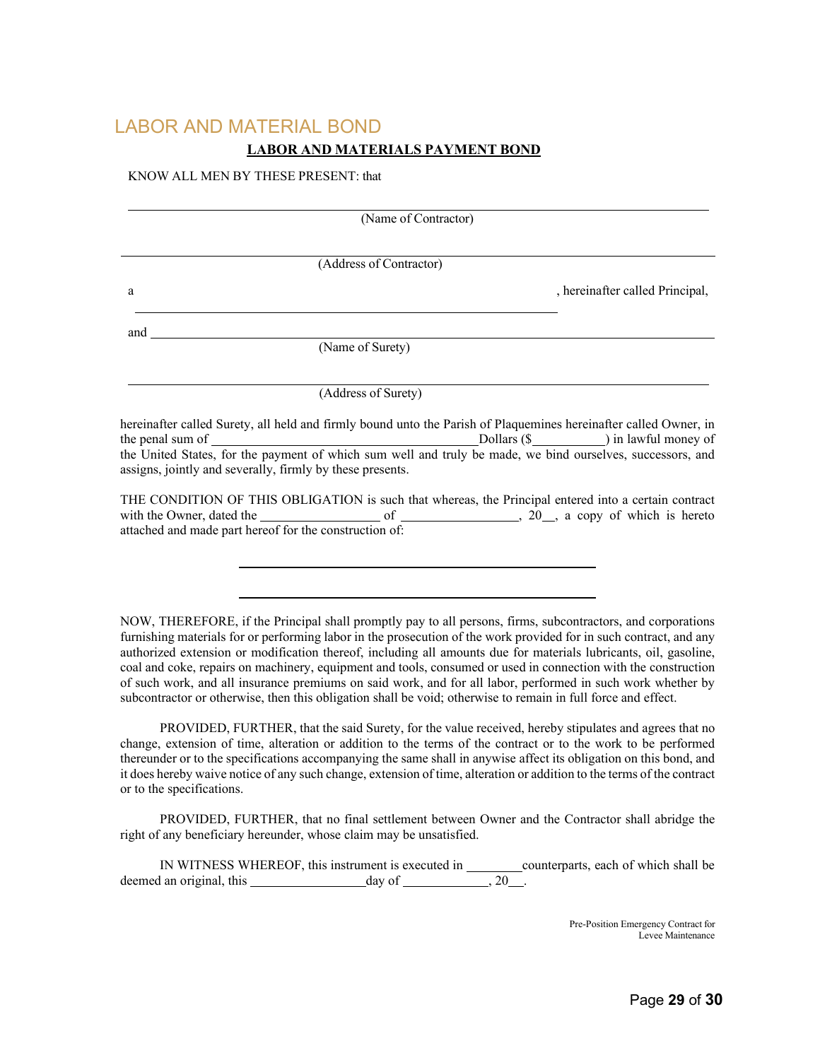# LABOR AND MATERIAL BOND

## LABOR AND MATERIALS PAYMENT BOND

KNOW ALL MEN BY THESE PRESENT: that

______________________________________________________________________
(Name of Contractor)

______________________________________________________________________
(Address of Contractor)

a ____________________________________________________, hereinafter called Principal,

and ______________________________________________________________________
(Name of Surety)

______________________________________________________________________
(Address of Surety)

hereinafter called Surety, all held and firmly bound unto the Parish of Plaquemines hereinafter called Owner, in the penal sum of ________________________________________Dollars ($___________) in lawful money of the United States, for the payment of which sum well and truly be made, we bind ourselves, successors, and assigns, jointly and severally, firmly by these presents.

THE CONDITION OF THIS OBLIGATION is such that whereas, the Principal entered into a certain contract with the Owner, dated the __________________ of __________________, 20__, a copy of which is hereto attached and made part hereof for the construction of:

______________________________________________________

______________________________________________________

NOW, THEREFORE, if the Principal shall promptly pay to all persons, firms, subcontractors, and corporations furnishing materials for or performing labor in the prosecution of the work provided for in such contract, and any authorized extension or modification thereof, including all amounts due for materials lubricants, oil, gasoline, coal and coke, repairs on machinery, equipment and tools, consumed or used in connection with the construction of such work, and all insurance premiums on said work, and for all labor, performed in such work whether by subcontractor or otherwise, then this obligation shall be void; otherwise to remain in full force and effect.

PROVIDED, FURTHER, that the said Surety, for the value received, hereby stipulates and agrees that no change, extension of time, alteration or addition to the terms of the contract or to the work to be performed thereunder or to the specifications accompanying the same shall in anywise affect its obligation on this bond, and it does hereby waive notice of any such change, extension of time, alteration or addition to the terms of the contract or to the specifications.

PROVIDED, FURTHER, that no final settlement between Owner and the Contractor shall abridge the right of any beneficiary hereunder, whose claim may be unsatisfied.

IN WITNESS WHEREOF, this instrument is executed in _________counterparts, each of which shall be deemed an original, this __________________day of _____________, 20__.

Pre-Position Emergency Contract for Levee Maintenance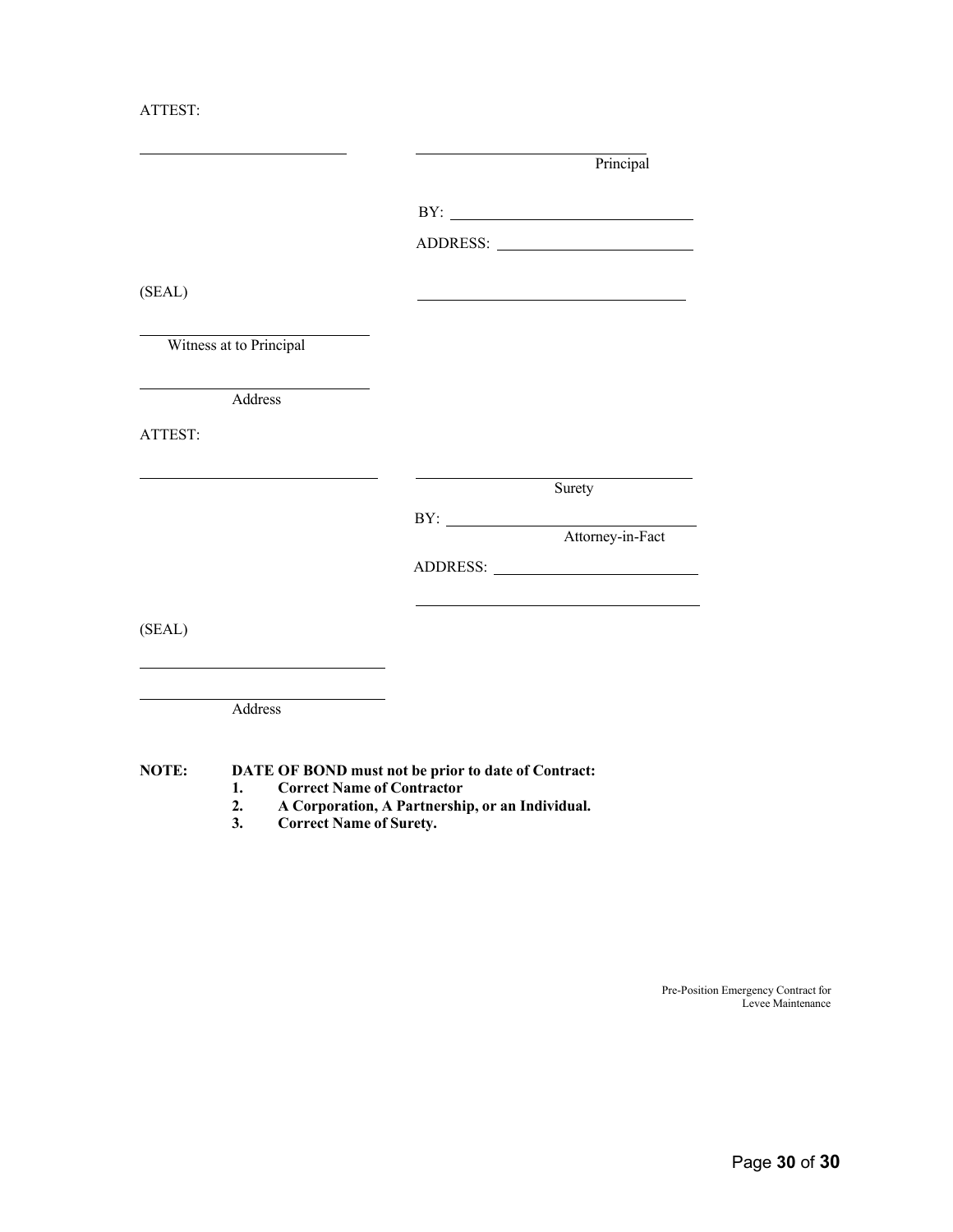ATTEST:

\_\_\_\_\_\_\_\_\_\_\_\_\_\_\_\_\_\_\_\_\_\_\_\_\_\_\_\_ \_\_\_\_\_\_\_\_\_\_\_\_\_\_\_\_\_\_\_\_\_\_\_\_\_\_\_\_\_\_\_\_
Principal

BY: \_\_\_\_\_\_\_\_\_\_\_\_\_\_\_\_\_\_\_\_\_\_\_\_\_\_\_\_\_\_\_\_

ADDRESS: \_\_\_\_\_\_\_\_\_\_\_\_\_\_\_\_\_\_\_\_\_\_\_\_\_\_\_\_

(SEAL) \_\_\_\_\_\_\_\_\_\_\_\_\_\_\_\_\_\_\_\_\_\_\_\_\_\_\_\_\_\_\_\_\_\_\_\_

\_\_\_\_\_\_\_\_\_\_\_\_\_\_\_\_\_\_\_\_\_\_\_\_\_\_\_\_\_\_\_
Witness at to Principal

\_\_\_\_\_\_\_\_\_\_\_\_\_\_\_\_\_\_\_\_\_\_\_\_\_\_\_\_\_\_\_
Address

ATTEST:

\_\_\_\_\_\_\_\_\_\_\_\_\_\_\_\_\_\_\_\_\_\_\_\_\_\_\_\_\_\_\_\_ \_\_\_\_\_\_\_\_\_\_\_\_\_\_\_\_\_\_\_\_\_\_\_\_\_\_\_\_\_\_\_\_\_\_\_\_\_
Surety

BY: \_\_\_\_\_\_\_\_\_\_\_\_\_\_\_\_\_\_\_\_\_\_\_\_\_\_\_\_\_\_\_\_\_\_
Attorney-in-Fact

ADDRESS: \_\_\_\_\_\_\_\_\_\_\_\_\_\_\_\_\_\_\_\_\_\_\_\_\_\_\_\_\_

\_\_\_\_\_\_\_\_\_\_\_\_\_\_\_\_\_\_\_\_\_\_\_\_\_\_\_\_\_\_\_\_\_\_\_\_\_\_

(SEAL)

\_\_\_\_\_\_\_\_\_\_\_\_\_\_\_\_\_\_\_\_\_\_\_\_\_\_\_\_\_\_\_\_\_

\_\_\_\_\_\_\_\_\_\_\_\_\_\_\_\_\_\_\_\_\_\_\_\_\_\_\_\_\_\_\_\_\_
Address

**NOTE: DATE OF BOND must not be prior to date of Contract:**

1. **Correct Name of Contractor**
2. **A Corporation, A Partnership, or an Individual.**
3. **Correct Name of Surety.**

Pre-Position Emergency Contract for
Levee Maintenance